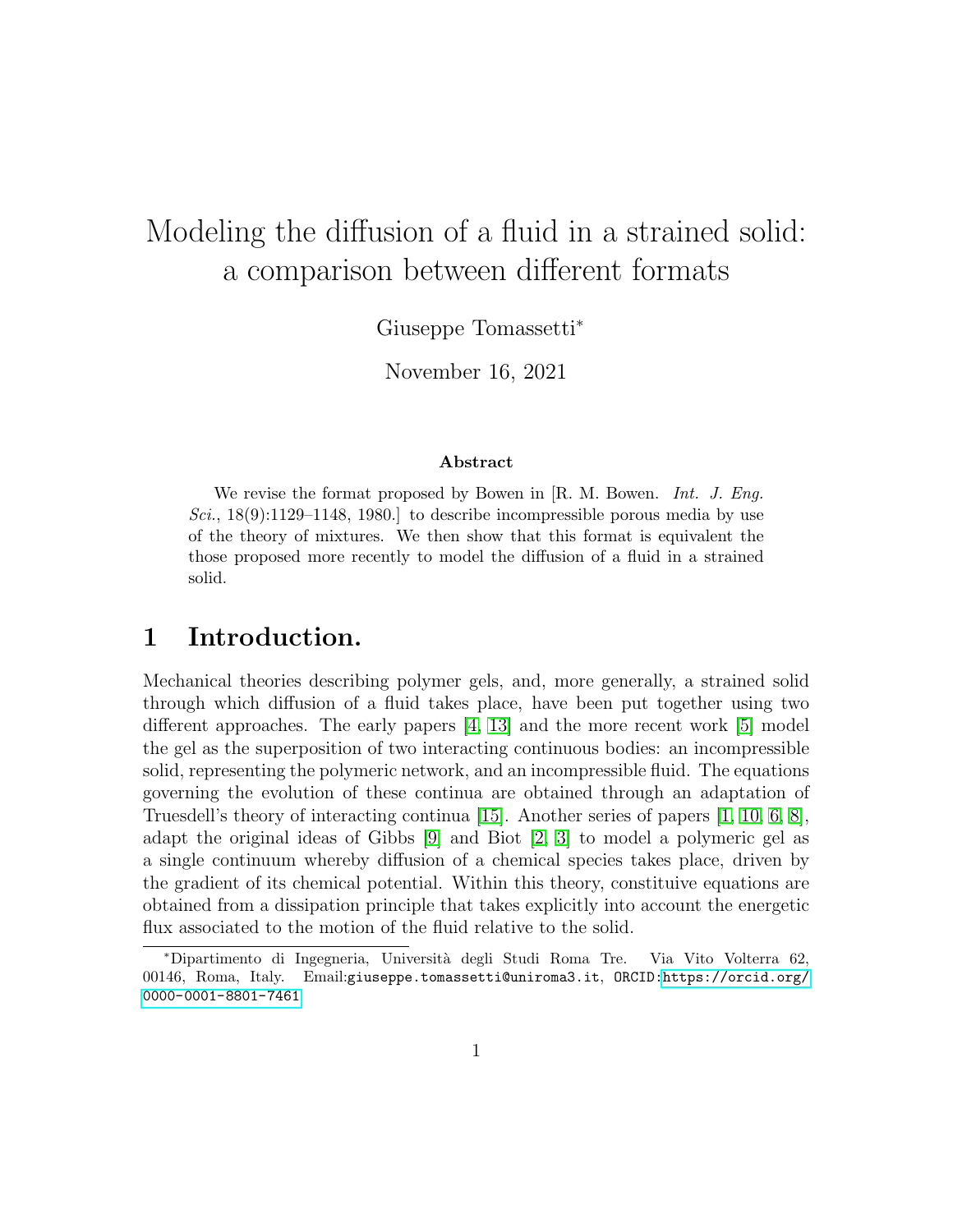# Modeling the diffusion of a fluid in a strained solid: a comparison between different formats

Giuseppe Tomassetti*

November 16, 2021

### Abstract

We revise the format proposed by Bowen in [R. M. Bowen. *Int. J. Eng. Sci.*, 18(9):1129–1148, 1980.] to describe incompressible porous media by use of the theory of mixtures. We then show that this format is equivalent the those proposed more recently to model the diffusion of a fluid in a strained solid.

## 1 Introduction.

Mechanical theories describing polymer gels, and, more generally, a strained solid through which diffusion of a fluid takes place, have been put together using two different approaches. The early papers [4, 13] and the more recent work [5] model the gel as the superposition of two interacting continuous bodies: an incompressible solid, representing the polymeric network, and an incompressible fluid. The equations governing the evolution of these continua are obtained through an adaptation of Truesdell's theory of interacting continua [15]. Another series of papers [1, 10, 6, 8], adapt the original ideas of Gibbs [9] and Biot [2, 3] to model a polymeric gel as a single continuum whereby diffusion of a chemical species takes place, driven by the gradient of its chemical potential. Within this theory, constituive equations are obtained from a dissipation principle that takes explicitly into account the energetic flux associated to the motion of the fluid relative to the solid.

*Dipartimento di Ingegneria, Università degli Studi Roma Tre. Via Vito Volterra 62, 00146, Roma, Italy. Email:giuseppe.tomassetti@uniroma3.it, ORCID:https://orcid.org/0000-0001-8801-7461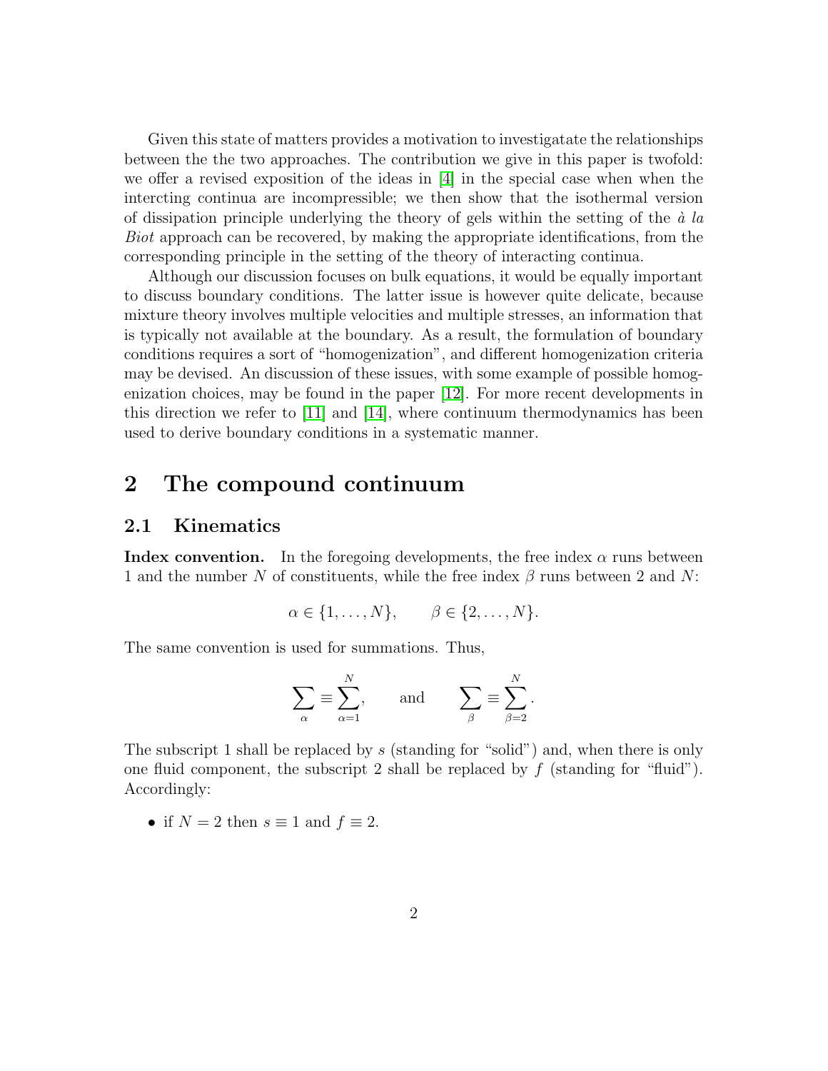Given this state of matters provides a motivation to investigatate the relationships between the the two approaches. The contribution we give in this paper is twofold: we offer a revised exposition of the ideas in [4] in the special case when when the intercting continua are incompressible; we then show that the isothermal version of dissipation principle underlying the theory of gels within the setting of the *à la Biot* approach can be recovered, by making the appropriate identifications, from the corresponding principle in the setting of the theory of interacting continua.

Although our discussion focuses on bulk equations, it would be equally important to discuss boundary conditions. The latter issue is however quite delicate, because mixture theory involves multiple velocities and multiple stresses, an information that is typically not available at the boundary. As a result, the formulation of boundary conditions requires a sort of "homogenization", and different homogenization criteria may be devised. An discussion of these issues, with some example of possible homogenization choices, may be found in the paper [12]. For more recent developments in this direction we refer to [11] and [14], where continuum thermodynamics has been used to derive boundary conditions in a systematic manner.

# 2 The compound continuum

## 2.1 Kinematics

**Index convention.** In the foregoing developments, the free index $\alpha$ runs between 1 and the number $N$ of constituents, while the free index $\beta$ runs between 2 and $N$:

$$\alpha \in \{1, \ldots, N\}, \qquad \beta \in \{2, \ldots, N\}.$$

The same convention is used for summations. Thus,

$$\sum_{\alpha} \equiv \sum_{\alpha=1}^{N}, \qquad \text{and} \qquad \sum_{\beta} \equiv \sum_{\beta=2}^{N}.$$

The subscript 1 shall be replaced by $s$ (standing for "solid") and, when there is only one fluid component, the subscript 2 shall be replaced by $f$ (standing for "fluid"). Accordingly:

- if $N = 2$ then $s \equiv 1$ and $f \equiv 2$.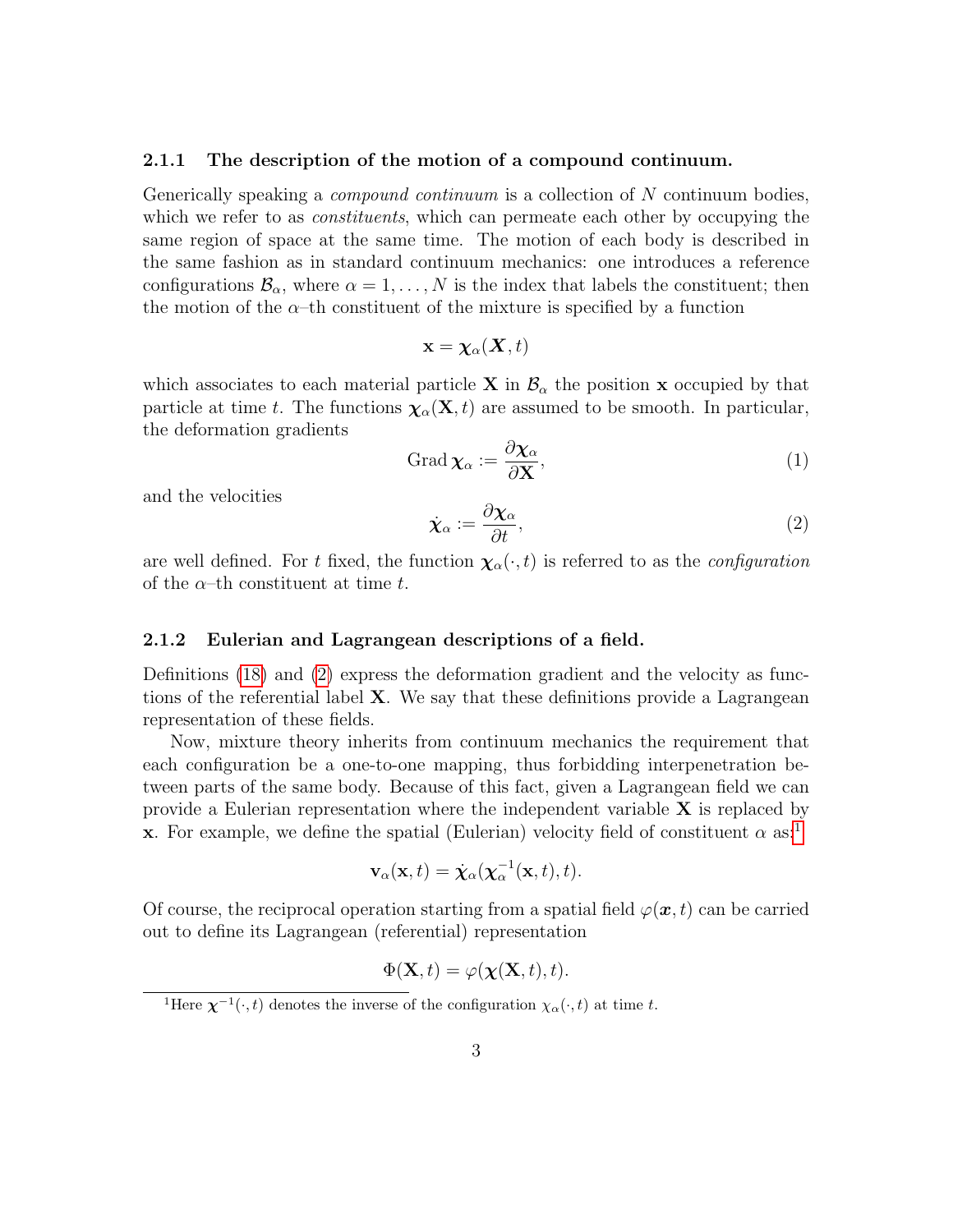### 2.1.1 The description of the motion of a compound continuum.

Generically speaking a *compound continuum* is a collection of $N$ continuum bodies, which we refer to as *constituents*, which can permeate each other by occupying the same region of space at the same time. The motion of each body is described in the same fashion as in standard continuum mechanics: one introduces a reference configurations $\mathcal{B}_\alpha$, where $\alpha = 1, \ldots, N$ is the index that labels the constituent; then the motion of the $\alpha$–th constituent of the mixture is specified by a function

$$\mathbf{x} = \boldsymbol{\chi}_\alpha(\boldsymbol{X}, t)$$

which associates to each material particle $\mathbf{X}$ in $\mathcal{B}_\alpha$ the position $\mathbf{x}$ occupied by that particle at time $t$. The functions $\boldsymbol{\chi}_\alpha(\mathbf{X}, t)$ are assumed to be smooth. In particular, the deformation gradients

$$\operatorname{Grad} \boldsymbol{\chi}_\alpha := \frac{\partial \boldsymbol{\chi}_\alpha}{\partial \mathbf{X}}, \tag{1}$$

and the velocities

$$\dot{\boldsymbol{\chi}}_\alpha := \frac{\partial \boldsymbol{\chi}_\alpha}{\partial t}, \tag{2}$$

are well defined. For $t$ fixed, the function $\boldsymbol{\chi}_\alpha(\cdot, t)$ is referred to as the *configuration* of the $\alpha$–th constituent at time $t$.

### 2.1.2 Eulerian and Lagrangean descriptions of a field.

Definitions (18) and (2) express the deformation gradient and the velocity as functions of the referential label $\mathbf{X}$. We say that these definitions provide a Lagrangean representation of these fields.

Now, mixture theory inherits from continuum mechanics the requirement that each configuration be a one-to-one mapping, thus forbidding interpenetration between parts of the same body. Because of this fact, given a Lagrangean field we can provide a Eulerian representation where the independent variable $\mathbf{X}$ is replaced by $\mathbf{x}$. For example, we define the spatial (Eulerian) velocity field of constituent $\alpha$ as:[1]

$$\mathbf{v}_\alpha(\mathbf{x}, t) = \dot{\boldsymbol{\chi}}_\alpha(\boldsymbol{\chi}_\alpha^{-1}(\mathbf{x}, t), t).$$

Of course, the reciprocal operation starting from a spatial field $\varphi(\boldsymbol{x}, t)$ can be carried out to define its Lagrangean (referential) representation

$$\Phi(\mathbf{X}, t) = \varphi(\boldsymbol{\chi}(\mathbf{X}, t), t).$$

[1]Here $\boldsymbol{\chi}^{-1}(\cdot, t)$ denotes the inverse of the configuration $\chi_\alpha(\cdot, t)$ at time $t$.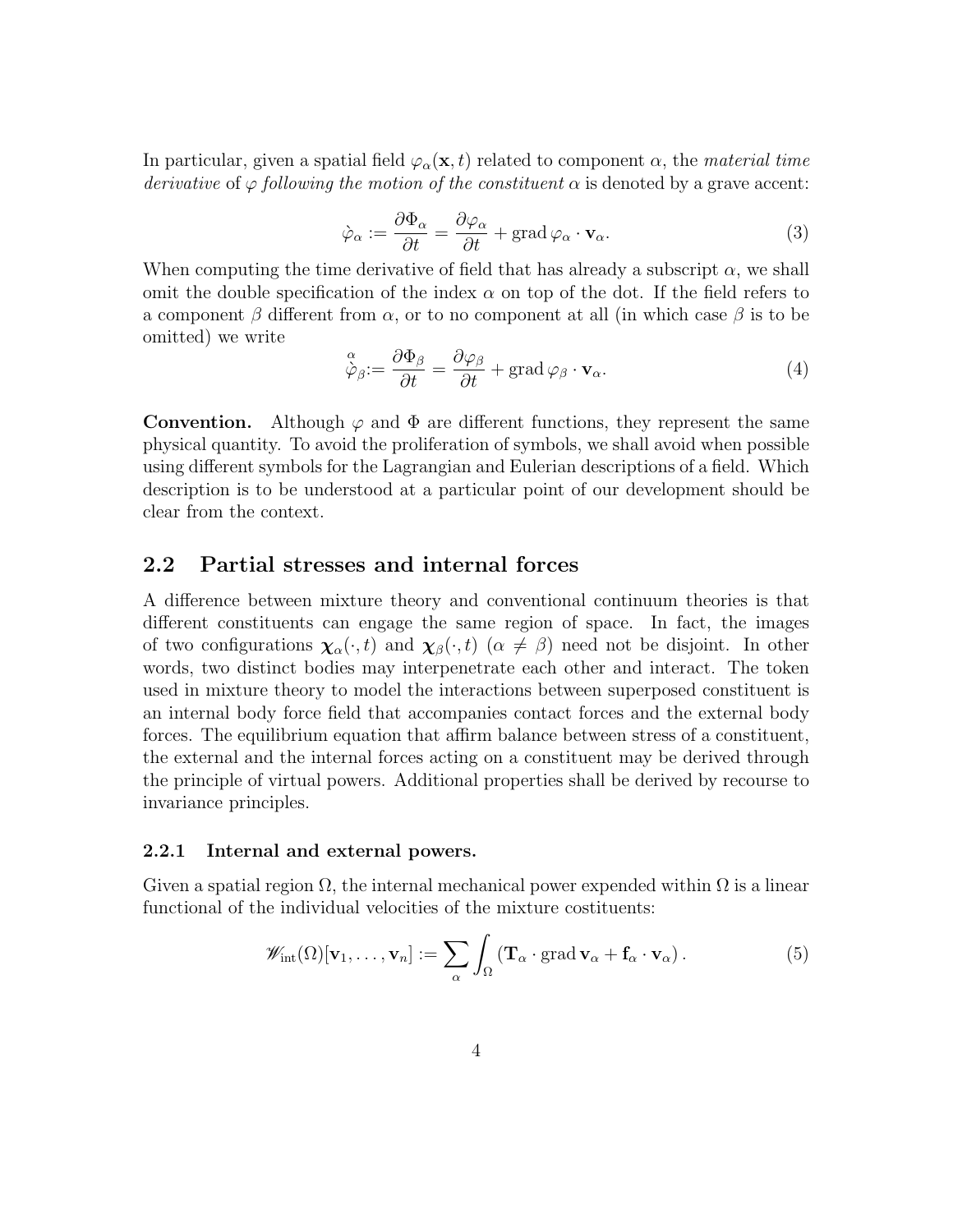In particular, given a spatial field $\varphi_\alpha(\mathbf{x}, t)$ related to component $\alpha$, the *material time derivative* of $\varphi$ *following the motion of the constituent* $\alpha$ is denoted by a grave accent:

$$\grave{\varphi}_\alpha := \frac{\partial \Phi_\alpha}{\partial t} = \frac{\partial \varphi_\alpha}{\partial t} + \operatorname{grad} \varphi_\alpha \cdot \mathbf{v}_\alpha. \tag{3}$$

When computing the time derivative of field that has already a subscript $\alpha$, we shall omit the double specification of the index $\alpha$ on top of the dot. If the field refers to a component $\beta$ different from $\alpha$, or to no component at all (in which case $\beta$ is to be omitted) we write

$$\overset{\alpha}{\grave{\varphi}}_\beta := \frac{\partial \Phi_\beta}{\partial t} = \frac{\partial \varphi_\beta}{\partial t} + \operatorname{grad} \varphi_\beta \cdot \mathbf{v}_\alpha. \tag{4}$$

**Convention.** Although $\varphi$ and $\Phi$ are different functions, they represent the same physical quantity. To avoid the proliferation of symbols, we shall avoid when possible using different symbols for the Lagrangian and Eulerian descriptions of a field. Which description is to be understood at a particular point of our development should be clear from the context.

## 2.2 Partial stresses and internal forces

A difference between mixture theory and conventional continuum theories is that different constituents can engage the same region of space. In fact, the images of two configurations $\boldsymbol{\chi}_\alpha(\cdot, t)$ and $\boldsymbol{\chi}_\beta(\cdot, t)$ ($\alpha \neq \beta$) need not be disjoint. In other words, two distinct bodies may interpenetrate each other and interact. The token used in mixture theory to model the interactions between superposed constituent is an internal body force field that accompanies contact forces and the external body forces. The equilibrium equation that affirm balance between stress of a constituent, the external and the internal forces acting on a constituent may be derived through the principle of virtual powers. Additional properties shall be derived by recourse to invariance principles.

### 2.2.1 Internal and external powers.

Given a spatial region $\Omega$, the internal mechanical power expended within $\Omega$ is a linear functional of the individual velocities of the mixture costituents:

$$\mathscr{W}_{\text{int}}(\Omega)[\mathbf{v}_1, \ldots, \mathbf{v}_n] := \sum_\alpha \int_\Omega (\mathbf{T}_\alpha \cdot \operatorname{grad} \mathbf{v}_\alpha + \mathbf{f}_\alpha \cdot \mathbf{v}_\alpha). \tag{5}$$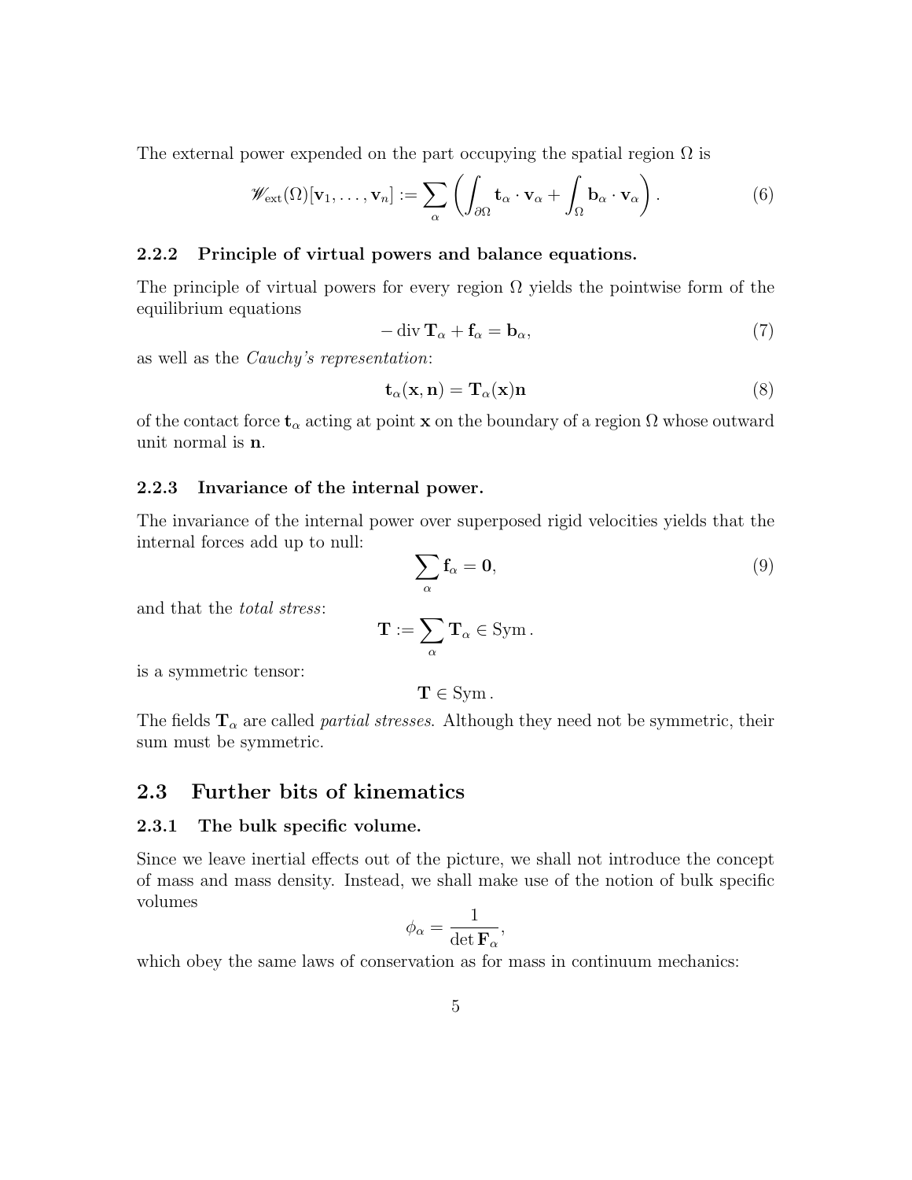The external power expended on the part occupying the spatial region $\Omega$ is

$$\mathscr{W}_{\mathrm{ext}}(\Omega)[\mathbf{v}_1, \ldots, \mathbf{v}_n] := \sum_\alpha \left( \int_{\partial\Omega} \mathbf{t}_\alpha \cdot \mathbf{v}_\alpha + \int_\Omega \mathbf{b}_\alpha \cdot \mathbf{v}_\alpha \right). \tag{6}$$

### 2.2.2 Principle of virtual powers and balance equations.

The principle of virtual powers for every region $\Omega$ yields the pointwise form of the equilibrium equations

$$-\operatorname{div} \mathbf{T}_\alpha + \mathbf{f}_\alpha = \mathbf{b}_\alpha, \tag{7}$$

as well as the *Cauchy's representation*:

$$\mathbf{t}_\alpha(\mathbf{x}, \mathbf{n}) = \mathbf{T}_\alpha(\mathbf{x})\mathbf{n} \tag{8}$$

of the contact force $\mathbf{t}_\alpha$ acting at point $\mathbf{x}$ on the boundary of a region $\Omega$ whose outward unit normal is $\mathbf{n}$.

### 2.2.3 Invariance of the internal power.

The invariance of the internal power over superposed rigid velocities yields that the internal forces add up to null:

$$\sum_\alpha \mathbf{f}_\alpha = \mathbf{0}, \tag{9}$$

and that the *total stress*:

$$\mathbf{T} := \sum_\alpha \mathbf{T}_\alpha \in \mathrm{Sym}\,.$$

is a symmetric tensor:

$$\mathbf{T} \in \mathrm{Sym}\,.$$

The fields $\mathbf{T}_\alpha$ are called *partial stresses*. Although they need not be symmetric, their sum must be symmetric.

## 2.3 Further bits of kinematics

### 2.3.1 The bulk specific volume.

Since we leave inertial effects out of the picture, we shall not introduce the concept of mass and mass density. Instead, we shall make use of the notion of bulk specific volumes

$$\phi_\alpha = \frac{1}{\det \mathbf{F}_\alpha},$$

which obey the same laws of conservation as for mass in continuum mechanics: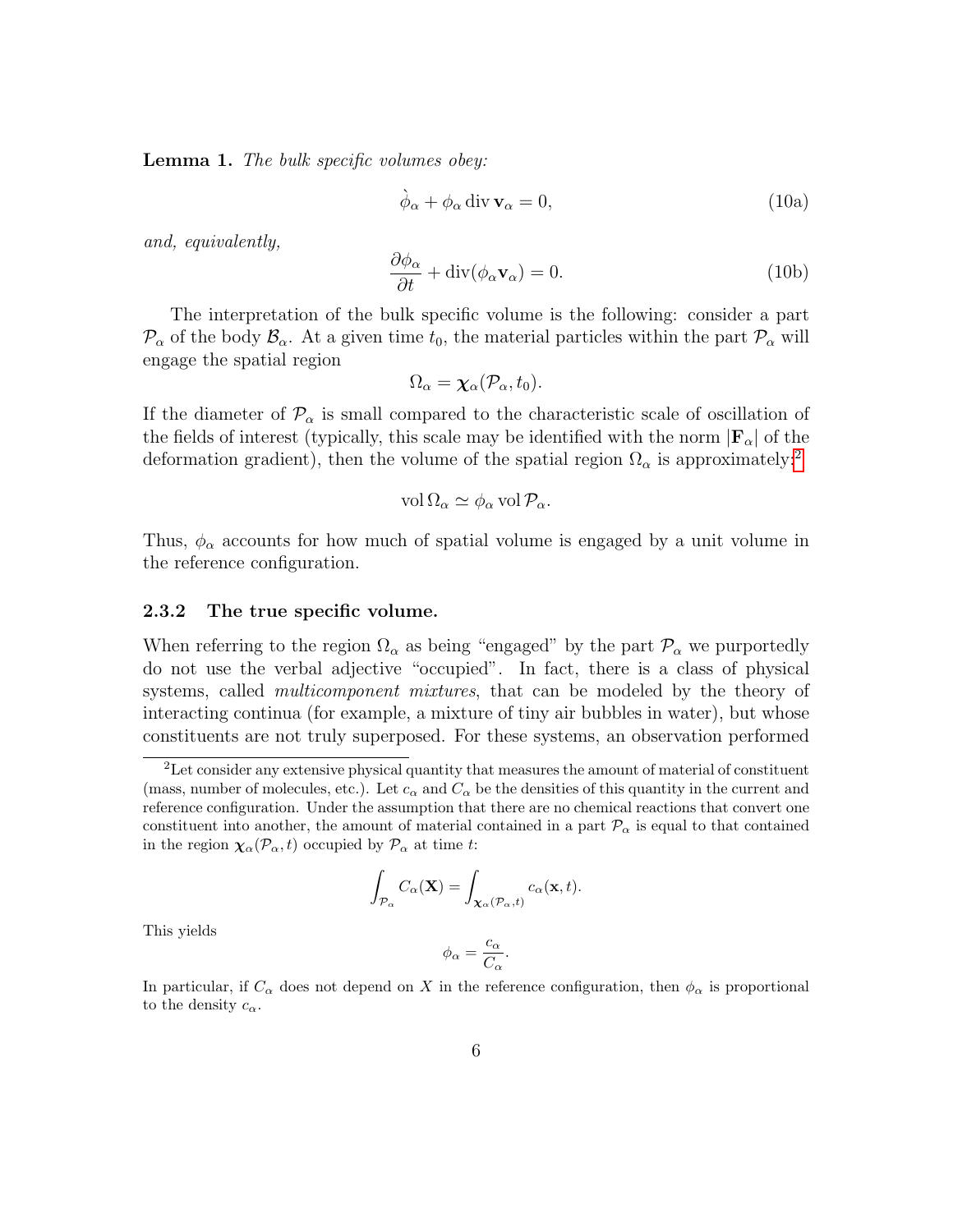**Lemma 1.** *The bulk specific volumes obey:*

$$\grave{\phi}_\alpha + \phi_\alpha \operatorname{div} \mathbf{v}_\alpha = 0, \tag{10a}$$

*and, equivalently,*

$$\frac{\partial \phi_\alpha}{\partial t} + \operatorname{div}(\phi_\alpha \mathbf{v}_\alpha) = 0. \tag{10b}$$

The interpretation of the bulk specific volume is the following: consider a part $\mathcal{P}_\alpha$ of the body $\mathcal{B}_\alpha$. At a given time $t_0$, the material particles within the part $\mathcal{P}_\alpha$ will engage the spatial region

$$\Omega_\alpha = \boldsymbol{\chi}_\alpha(\mathcal{P}_\alpha, t_0).$$

If the diameter of $\mathcal{P}_\alpha$ is small compared to the characteristic scale of oscillation of the fields of interest (typically, this scale may be identified with the norm $|\mathbf{F}_\alpha|$ of the deformation gradient), then the volume of the spatial region $\Omega_\alpha$ is approximately:[2]

$$\operatorname{vol} \Omega_\alpha \simeq \phi_\alpha \operatorname{vol} \mathcal{P}_\alpha.$$

Thus, $\phi_\alpha$ accounts for how much of spatial volume is engaged by a unit volume in the reference configuration.

### 2.3.2 The true specific volume.

When referring to the region $\Omega_\alpha$ as being "engaged" by the part $\mathcal{P}_\alpha$ we purportedly do not use the verbal adjective "occupied". In fact, there is a class of physical systems, called *multicomponent mixtures*, that can be modeled by the theory of interacting continua (for example, a mixture of tiny air bubbles in water), but whose constituents are not truly superposed. For these systems, an observation performed

---

[2] Let consider any extensive physical quantity that measures the amount of material of constituent (mass, number of molecules, etc.). Let $c_\alpha$ and $C_\alpha$ be the densities of this quantity in the current and reference configuration. Under the assumption that there are no chemical reactions that convert one constituent into another, the amount of material contained in a part $\mathcal{P}_\alpha$ is equal to that contained in the region $\boldsymbol{\chi}_\alpha(\mathcal{P}_\alpha, t)$ occupied by $\mathcal{P}_\alpha$ at time $t$:

$$\int_{\mathcal{P}_\alpha} C_\alpha(\mathbf{X}) = \int_{\boldsymbol{\chi}_\alpha(\mathcal{P}_\alpha, t)} c_\alpha(\mathbf{x}, t).$$

This yields

$$\phi_\alpha = \frac{c_\alpha}{C_\alpha}.$$

In particular, if $C_\alpha$ does not depend on $X$ in the reference configuration, then $\phi_\alpha$ is proportional to the density $c_\alpha$.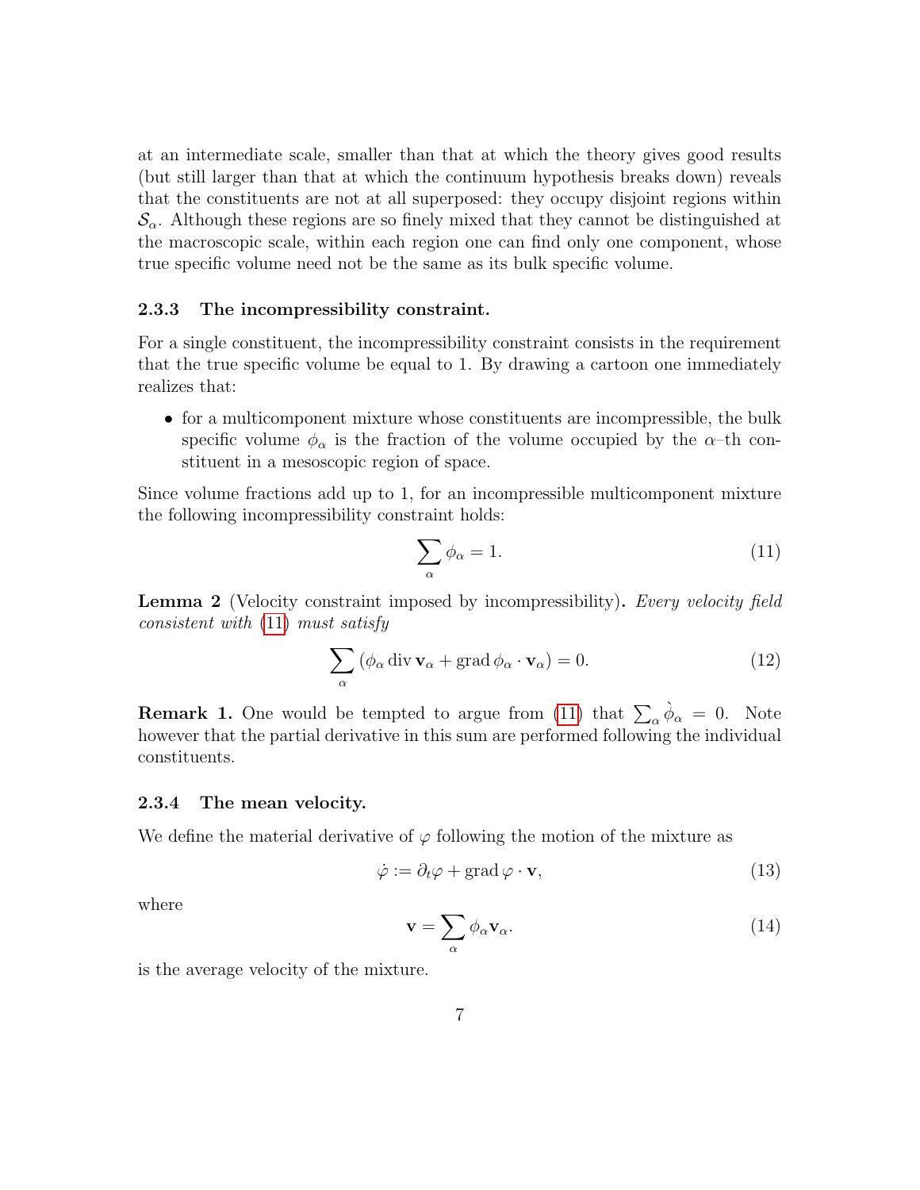at an intermediate scale, smaller than that at which the theory gives good results (but still larger than that at which the continuum hypothesis breaks down) reveals that the constituents are not at all superposed: they occupy disjoint regions within $\mathcal{S}_\alpha$. Although these regions are so finely mixed that they cannot be distinguished at the macroscopic scale, within each region one can find only one component, whose true specific volume need not be the same as its bulk specific volume.

#### 2.3.3 The incompressibility constraint.

For a single constituent, the incompressibility constraint consists in the requirement that the true specific volume be equal to 1. By drawing a cartoon one immediately realizes that:

- for a multicomponent mixture whose constituents are incompressible, the bulk specific volume $\phi_\alpha$ is the fraction of the volume occupied by the $\alpha$–th constituent in a mesoscopic region of space.

Since volume fractions add up to 1, for an incompressible multicomponent mixture the following incompressibility constraint holds:

$$\sum_\alpha \phi_\alpha = 1. \tag{11}$$

**Lemma 2** (Velocity constraint imposed by incompressibility)**.** *Every velocity field consistent with* (11) *must satisfy*

$$\sum_\alpha (\phi_\alpha \operatorname{div} \mathbf{v}_\alpha + \operatorname{grad} \phi_\alpha \cdot \mathbf{v}_\alpha) = 0. \tag{12}$$

**Remark 1.** One would be tempted to argue from (11) that $\sum_\alpha \grave{\phi}_\alpha = 0$. Note however that the partial derivative in this sum are performed following the individual constituents.

#### 2.3.4 The mean velocity.

We define the material derivative of $\varphi$ following the motion of the mixture as

$$\dot{\varphi} := \partial_t \varphi + \operatorname{grad} \varphi \cdot \mathbf{v}, \tag{13}$$

where

$$\mathbf{v} = \sum_\alpha \phi_\alpha \mathbf{v}_\alpha. \tag{14}$$

is the average velocity of the mixture.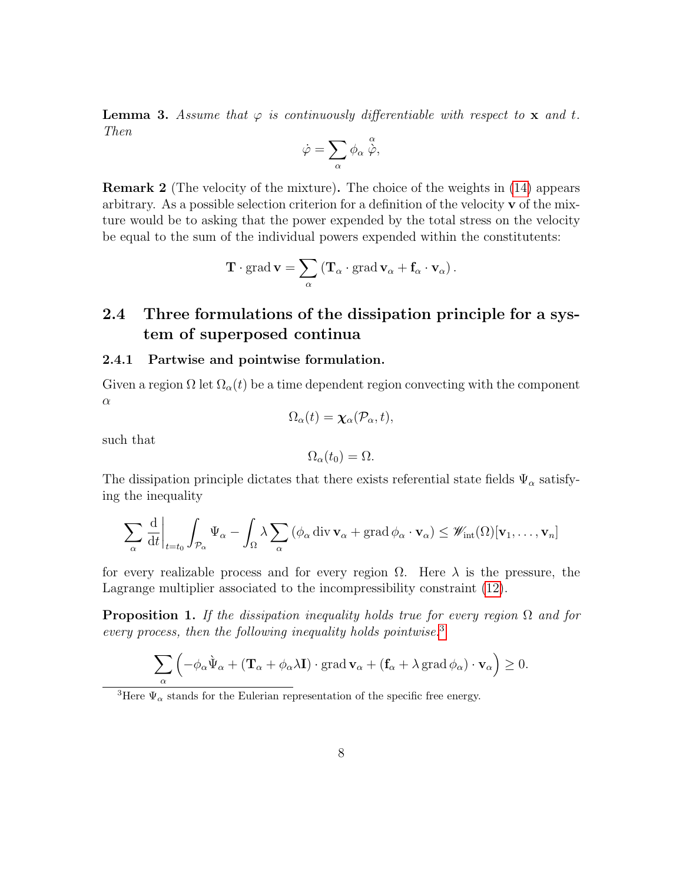**Lemma 3.** *Assume that $\varphi$ is continuously differentiable with respect to $\mathbf{x}$ and $t$. Then*

$$\dot{\varphi} = \sum_{\alpha} \phi_\alpha \overset{\alpha}{\dot{\varphi}},$$

**Remark 2** (The velocity of the mixture)**.** The choice of the weights in (14) appears arbitrary. As a possible selection criterion for a definition of the velocity $\mathbf{v}$ of the mixture would be to asking that the power expended by the total stress on the velocity be equal to the sum of the individual powers expended within the constitutents:

$$\mathbf{T} \cdot \operatorname{grad} \mathbf{v} = \sum_{\alpha} \left( \mathbf{T}_\alpha \cdot \operatorname{grad} \mathbf{v}_\alpha + \mathbf{f}_\alpha \cdot \mathbf{v}_\alpha \right).$$

## 2.4 Three formulations of the dissipation principle for a system of superposed continua

### 2.4.1 Partwise and pointwise formulation.

Given a region $\Omega$ let $\Omega_\alpha(t)$ be a time dependent region convecting with the component $\alpha$

$$\Omega_\alpha(t) = \boldsymbol{\chi}_\alpha(\mathcal{P}_\alpha, t),$$

such that

$$\Omega_\alpha(t_0) = \Omega.$$

The dissipation principle dictates that there exists referential state fields $\Psi_\alpha$ satisfying the inequality

$$\sum_{\alpha} \frac{\mathrm{d}}{\mathrm{d}t}\bigg|_{t=t_0} \int_{\mathcal{P}_\alpha} \Psi_\alpha - \int_{\Omega} \lambda \sum_{\alpha} \left( \phi_\alpha \operatorname{div} \mathbf{v}_\alpha + \operatorname{grad} \phi_\alpha \cdot \mathbf{v}_\alpha \right) \leq \mathscr{W}_{\text{int}}(\Omega)[\mathbf{v}_1, \ldots, \mathbf{v}_n]$$

for every realizable process and for every region $\Omega$. Here $\lambda$ is the pressure, the Lagrange multiplier associated to the incompressibility constraint (12).

**Proposition 1.** *If the dissipation inequality holds true for every region $\Omega$ and for every process, then the following inequality holds pointwise:*[3]

$$\sum_{\alpha} \left( -\phi_\alpha \overset{\alpha}{\dot{\Psi}}_\alpha + (\mathbf{T}_\alpha + \phi_\alpha \lambda \mathbf{I}) \cdot \operatorname{grad} \mathbf{v}_\alpha + (\mathbf{f}_\alpha + \lambda \operatorname{grad} \phi_\alpha) \cdot \mathbf{v}_\alpha \right) \geq 0.$$

[3] Here $\Psi_\alpha$ stands for the Eulerian representation of the specific free energy.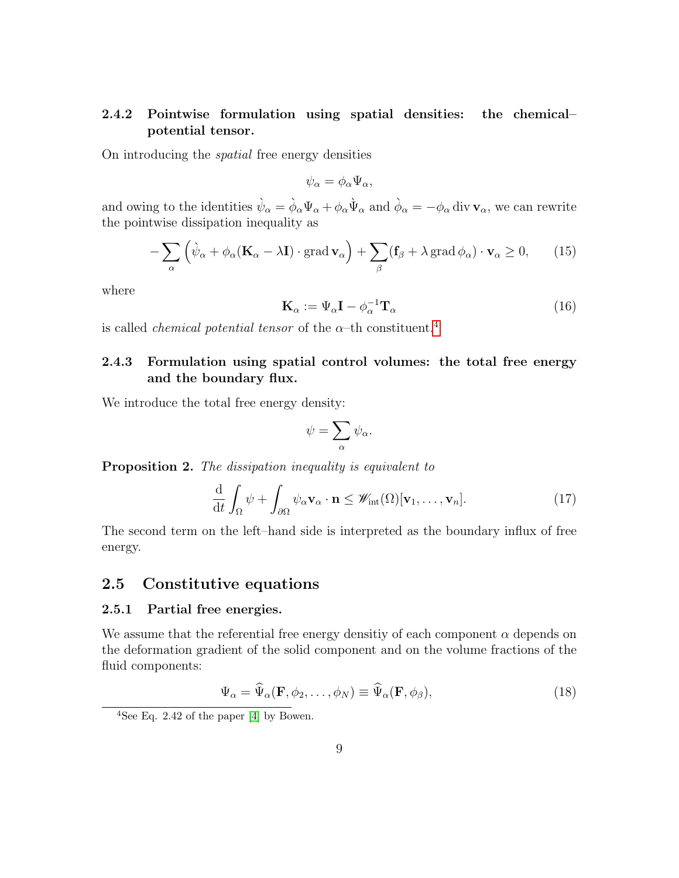### 2.4.2 Pointwise formulation using spatial densities: the chemical–potential tensor.

On introducing the *spatial* free energy densities

$$\psi_\alpha = \phi_\alpha \Psi_\alpha,$$

and owing to the identities $\grave{\psi}_\alpha = \grave{\phi}_\alpha \Psi_\alpha + \phi_\alpha \grave{\Psi}_\alpha$ and $\grave{\phi}_\alpha = -\phi_\alpha \operatorname{div} \mathbf{v}_\alpha$, we can rewrite the pointwise dissipation inequality as

$$-\sum_\alpha \left( \grave{\psi}_\alpha + \phi_\alpha (\mathbf{K}_\alpha - \lambda \mathbf{I}) \cdot \operatorname{grad} \mathbf{v}_\alpha \right) + \sum_\beta (\mathbf{f}_\beta + \lambda \operatorname{grad} \phi_\alpha) \cdot \mathbf{v}_\alpha \geq 0, \qquad (15)$$

where

$$\mathbf{K}_\alpha := \Psi_\alpha \mathbf{I} - \phi_\alpha^{-1} \mathbf{T}_\alpha \qquad (16)$$

is called *chemical potential tensor* of the $\alpha$–th constituent.[4]

### 2.4.3 Formulation using spatial control volumes: the total free energy and the boundary flux.

We introduce the total free energy density:

$$\psi = \sum_\alpha \psi_\alpha.$$

**Proposition 2.** *The dissipation inequality is equivalent to*

$$\frac{\mathrm{d}}{\mathrm{d}t} \int_\Omega \psi + \int_{\partial\Omega} \psi_\alpha \mathbf{v}_\alpha \cdot \mathbf{n} \leq \mathscr{W}_{\text{int}}(\Omega)[\mathbf{v}_1, \ldots, \mathbf{v}_n]. \qquad (17)$$

The second term on the left–hand side is interpreted as the boundary influx of free energy.

## 2.5 Constitutive equations

### 2.5.1 Partial free energies.

We assume that the referential free energy densitiy of each component $\alpha$ depends on the deformation gradient of the solid component and on the volume fractions of the fluid components:

$$\Psi_\alpha = \widehat{\Psi}_\alpha(\mathbf{F}, \phi_2, \ldots, \phi_N) \equiv \widehat{\Psi}_\alpha(\mathbf{F}, \phi_\beta), \qquad (18)$$

[4] See Eq. 2.42 of the paper [4] by Bowen.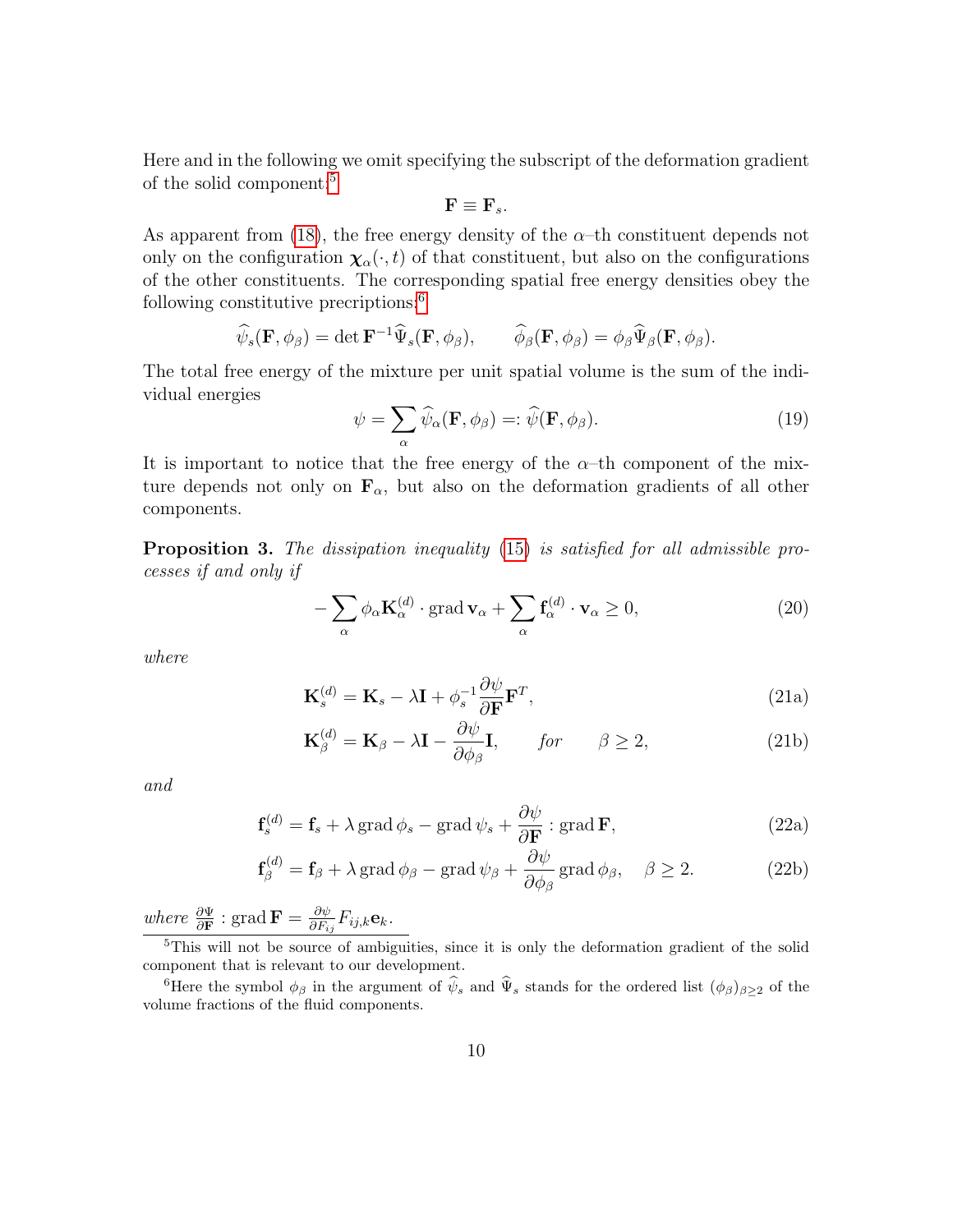Here and in the following we omit specifying the subscript of the deformation gradient of the solid component:[5]

$$\mathbf{F} \equiv \mathbf{F}_s.$$

As apparent from (18), the free energy density of the $\alpha$–th constituent depends not only on the configuration $\boldsymbol{\chi}_\alpha(\cdot, t)$ of that constituent, but also on the configurations of the other constituents. The corresponding spatial free energy densities obey the following constitutive precriptions:[6]

$$\widehat{\psi}_s(\mathbf{F}, \phi_\beta) = \det \mathbf{F}^{-1} \widehat{\Psi}_s(\mathbf{F}, \phi_\beta), \qquad \widehat{\phi}_\beta(\mathbf{F}, \phi_\beta) = \phi_\beta \widehat{\Psi}_\beta(\mathbf{F}, \phi_\beta).$$

The total free energy of the mixture per unit spatial volume is the sum of the individual energies

$$\psi = \sum_\alpha \widehat{\psi}_\alpha(\mathbf{F}, \phi_\beta) =: \widehat{\psi}(\mathbf{F}, \phi_\beta). \tag{19}$$

It is important to notice that the free energy of the $\alpha$–th component of the mixture depends not only on $\mathbf{F}_\alpha$, but also on the deformation gradients of all other components.

**Proposition 3.** *The dissipation inequality (15) is satisfied for all admissible processes if and only if*

$$-\sum_\alpha \phi_\alpha \mathbf{K}_\alpha^{(d)} \cdot \operatorname{grad} \mathbf{v}_\alpha + \sum_\alpha \mathbf{f}_\alpha^{(d)} \cdot \mathbf{v}_\alpha \geq 0, \tag{20}$$

*where*

$$\mathbf{K}_s^{(d)} = \mathbf{K}_s - \lambda \mathbf{I} + \phi_s^{-1} \frac{\partial \psi}{\partial \mathbf{F}} \mathbf{F}^T, \tag{21a}$$

$$\mathbf{K}_\beta^{(d)} = \mathbf{K}_\beta - \lambda \mathbf{I} - \frac{\partial \psi}{\partial \phi_\beta} \mathbf{I}, \qquad \text{for} \qquad \beta \geq 2, \tag{21b}$$

*and*

$$\mathbf{f}_s^{(d)} = \mathbf{f}_s + \lambda \operatorname{grad} \phi_s - \operatorname{grad} \psi_s + \frac{\partial \psi}{\partial \mathbf{F}} : \operatorname{grad} \mathbf{F}, \tag{22a}$$

$$\mathbf{f}_\beta^{(d)} = \mathbf{f}_\beta + \lambda \operatorname{grad} \phi_\beta - \operatorname{grad} \psi_\beta + \frac{\partial \psi}{\partial \phi_\beta} \operatorname{grad} \phi_\beta, \quad \beta \geq 2. \tag{22b}$$

*where* $\frac{\partial \Psi}{\partial \mathbf{F}} : \operatorname{grad} \mathbf{F} = \frac{\partial \psi}{\partial F_{ij}} F_{ij,k} \mathbf{e}_k$.

[5] This will not be source of ambiguities, since it is only the deformation gradient of the solid component that is relevant to our development.

[6] Here the symbol $\phi_\beta$ in the argument of $\widehat{\psi}_s$ and $\widehat{\Psi}_s$ stands for the ordered list $(\phi_\beta)_{\beta \geq 2}$ of the volume fractions of the fluid components.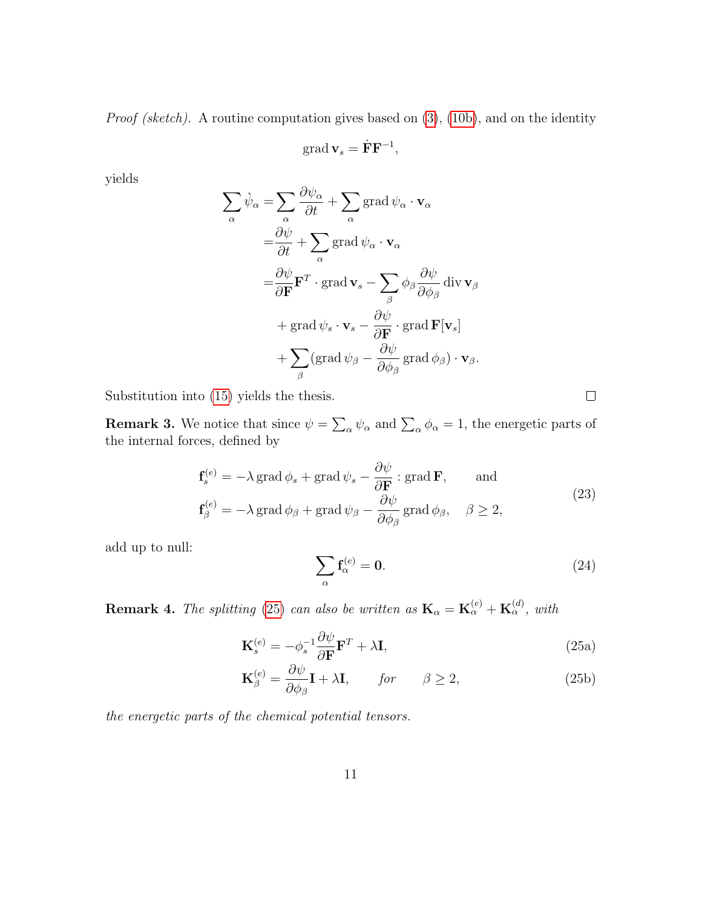*Proof (sketch).* A routine computation gives based on (3), (10b), and on the identity

$$\operatorname{grad} \mathbf{v}_s = \dot{\mathbf{F}}\mathbf{F}^{-1},$$

yields

$$\begin{aligned}
\sum_\alpha \grave{\psi}_\alpha =& \sum_\alpha \frac{\partial \psi_\alpha}{\partial t} + \sum_\alpha \operatorname{grad} \psi_\alpha \cdot \mathbf{v}_\alpha \\
=& \frac{\partial \psi}{\partial t} + \sum_\alpha \operatorname{grad} \psi_\alpha \cdot \mathbf{v}_\alpha \\
=& \frac{\partial \psi}{\partial \mathbf{F}} \mathbf{F}^T \cdot \operatorname{grad} \mathbf{v}_s - \sum_\beta \phi_\beta \frac{\partial \psi}{\partial \phi_\beta} \operatorname{div} \mathbf{v}_\beta \\
& + \operatorname{grad} \psi_s \cdot \mathbf{v}_s - \frac{\partial \psi}{\partial \mathbf{F}} \cdot \operatorname{grad} \mathbf{F}[\mathbf{v}_s] \\
& + \sum_\beta (\operatorname{grad} \psi_\beta - \frac{\partial \psi}{\partial \phi_\beta} \operatorname{grad} \phi_\beta) \cdot \mathbf{v}_\beta .
\end{aligned}$$

Substitution into (15) yields the thesis. □

**Remark 3.** We notice that since $\psi = \sum_\alpha \psi_\alpha$ and $\sum_\alpha \phi_\alpha = 1$, the energetic parts of the internal forces, defined by

$$\begin{aligned}
\mathbf{f}_s^{(e)} &= -\lambda \operatorname{grad} \phi_s + \operatorname{grad} \psi_s - \frac{\partial \psi}{\partial \mathbf{F}} : \operatorname{grad} \mathbf{F}, \qquad \text{and} \\
\mathbf{f}_\beta^{(e)} &= -\lambda \operatorname{grad} \phi_\beta + \operatorname{grad} \psi_\beta - \frac{\partial \psi}{\partial \phi_\beta} \operatorname{grad} \phi_\beta, \quad \beta \geq 2,
\end{aligned} \tag{23}$$

add up to null:

$$\sum_\alpha \mathbf{f}_\alpha^{(e)} = \mathbf{0}. \tag{24}$$

**Remark 4.** *The splitting (25) can also be written as $\mathbf{K}_\alpha = \mathbf{K}_\alpha^{(e)} + \mathbf{K}_\alpha^{(d)}$, with*

$$\mathbf{K}_s^{(e)} = -\phi_s^{-1} \frac{\partial \psi}{\partial \mathbf{F}} \mathbf{F}^T + \lambda \mathbf{I}, \tag{25a}$$

$$\mathbf{K}_\beta^{(e)} = \frac{\partial \psi}{\partial \phi_\beta} \mathbf{I} + \lambda \mathbf{I}, \qquad \text{for} \qquad \beta \geq 2, \tag{25b}$$

*the energetic parts of the chemical potential tensors.*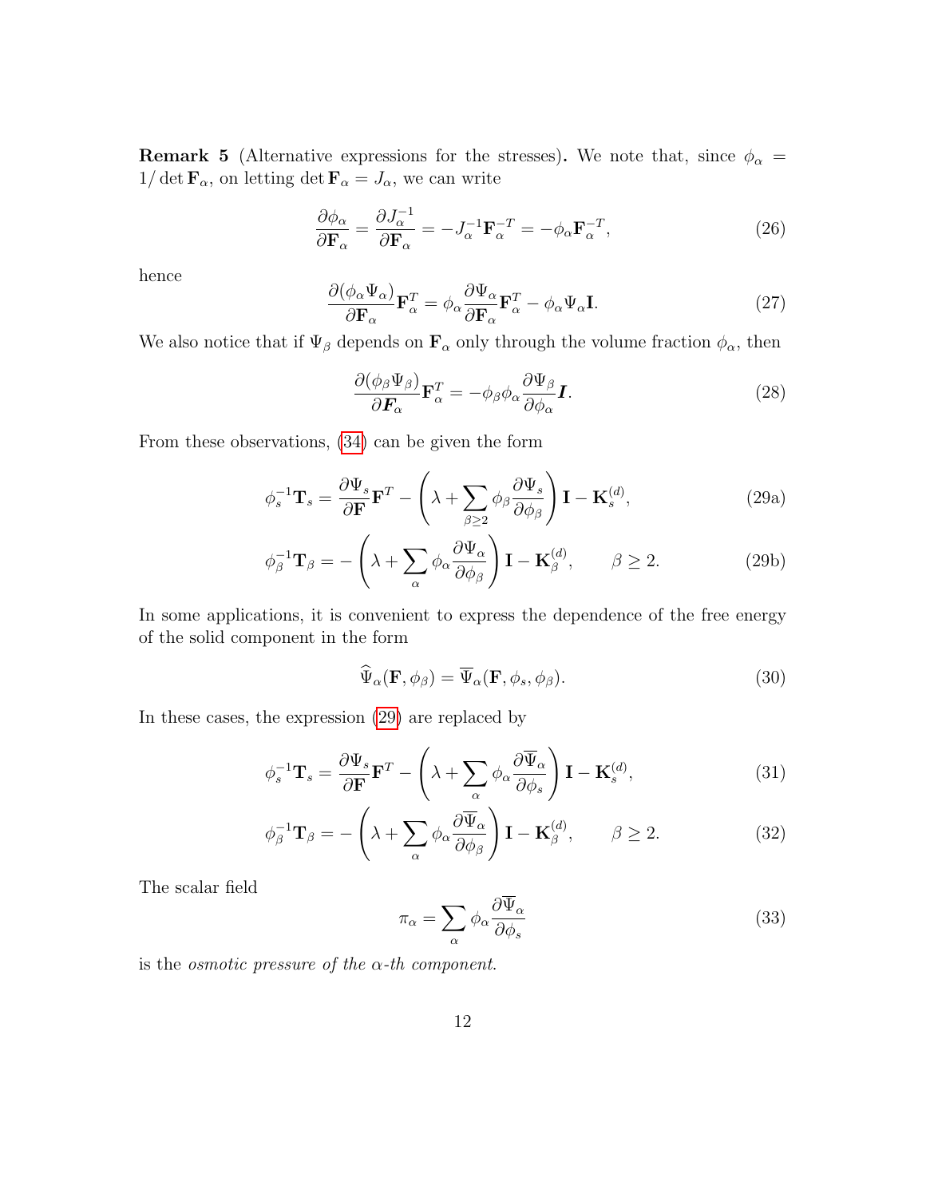**Remark 5** (Alternative expressions for the stresses)**.** We note that, since $\phi_\alpha = 1/\det \mathbf{F}_\alpha$, on letting $\det \mathbf{F}_\alpha = J_\alpha$, we can write

$$\frac{\partial \phi_\alpha}{\partial \mathbf{F}_\alpha} = \frac{\partial J_\alpha^{-1}}{\partial \mathbf{F}_\alpha} = -J_\alpha^{-1}\mathbf{F}_\alpha^{-T} = -\phi_\alpha \mathbf{F}_\alpha^{-T}, \tag{26}$$

hence

$$\frac{\partial(\phi_\alpha \Psi_\alpha)}{\partial \mathbf{F}_\alpha}\mathbf{F}_\alpha^T = \phi_\alpha \frac{\partial \Psi_\alpha}{\partial \mathbf{F}_\alpha}\mathbf{F}_\alpha^T - \phi_\alpha \Psi_\alpha \mathbf{I}. \tag{27}$$

We also notice that if $\Psi_\beta$ depends on $\mathbf{F}_\alpha$ only through the volume fraction $\phi_\alpha$, then

$$\frac{\partial(\phi_\beta \Psi_\beta)}{\partial \boldsymbol{F}_\alpha}\mathbf{F}_\alpha^T = -\phi_\beta \phi_\alpha \frac{\partial \Psi_\beta}{\partial \phi_\alpha}\boldsymbol{I}. \tag{28}$$

From these observations, (34) can be given the form

$$\phi_s^{-1}\mathbf{T}_s = \frac{\partial \Psi_s}{\partial \mathbf{F}}\mathbf{F}^T - \left(\lambda + \sum_{\beta \geq 2} \phi_\beta \frac{\partial \Psi_s}{\partial \phi_\beta}\right)\mathbf{I} - \mathbf{K}_s^{(d)}, \tag{29a}$$

$$\phi_\beta^{-1}\mathbf{T}_\beta = -\left(\lambda + \sum_\alpha \phi_\alpha \frac{\partial \Psi_\alpha}{\partial \phi_\beta}\right)\mathbf{I} - \mathbf{K}_\beta^{(d)}, \qquad \beta \geq 2. \tag{29b}$$

In some applications, it is convenient to express the dependence of the free energy of the solid component in the form

$$\widehat{\Psi}_\alpha(\mathbf{F}, \phi_\beta) = \overline{\Psi}_\alpha(\mathbf{F}, \phi_s, \phi_\beta). \tag{30}$$

In these cases, the expression (29) are replaced by

$$\phi_s^{-1}\mathbf{T}_s = \frac{\partial \Psi_s}{\partial \mathbf{F}}\mathbf{F}^T - \left(\lambda + \sum_\alpha \phi_\alpha \frac{\partial \overline{\Psi}_\alpha}{\partial \phi_s}\right)\mathbf{I} - \mathbf{K}_s^{(d)}, \tag{31}$$

$$\phi_\beta^{-1}\mathbf{T}_\beta = -\left(\lambda + \sum_\alpha \phi_\alpha \frac{\partial \overline{\Psi}_\alpha}{\partial \phi_\beta}\right)\mathbf{I} - \mathbf{K}_\beta^{(d)}, \qquad \beta \geq 2. \tag{32}$$

The scalar field

$$\pi_\alpha = \sum_\alpha \phi_\alpha \frac{\partial \overline{\Psi}_\alpha}{\partial \phi_s} \tag{33}$$

is the *osmotic pressure of the $\alpha$-th component*.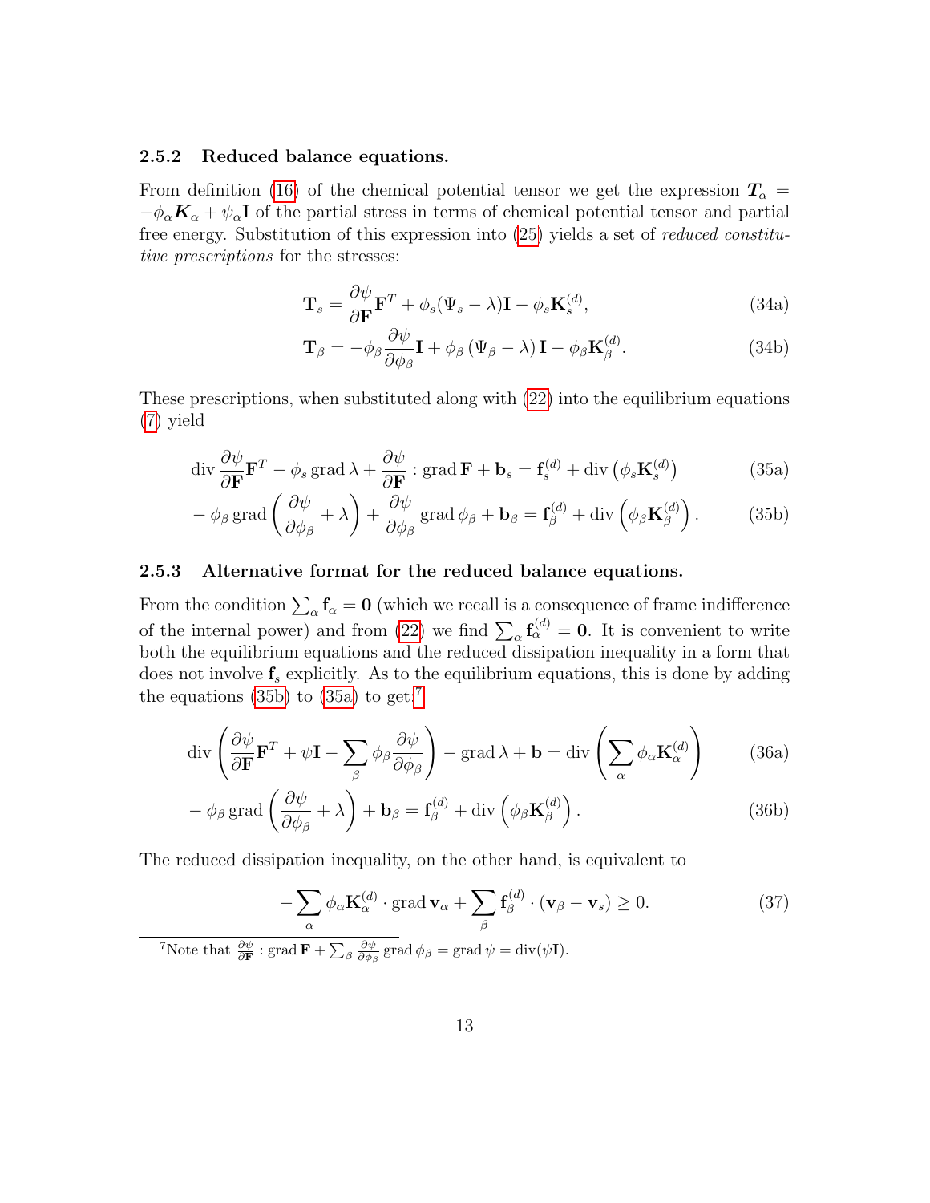### 2.5.2 Reduced balance equations.

From definition (16) of the chemical potential tensor we get the expression $\boldsymbol{T}_\alpha = -\phi_\alpha \boldsymbol{K}_\alpha + \psi_\alpha \mathbf{I}$ of the partial stress in terms of chemical potential tensor and partial free energy. Substitution of this expression into (25) yields a set of *reduced constitutive prescriptions* for the stresses:

$$
\mathbf{T}_s = \frac{\partial \psi}{\partial \mathbf{F}} \mathbf{F}^T + \phi_s(\Psi_s - \lambda)\mathbf{I} - \phi_s \mathbf{K}_s^{(d)}, \tag{34a}
$$

$$
\mathbf{T}_\beta = -\phi_\beta \frac{\partial \psi}{\partial \phi_\beta}\mathbf{I} + \phi_\beta \left(\Psi_\beta - \lambda\right)\mathbf{I} - \phi_\beta \mathbf{K}_\beta^{(d)}. \tag{34b}
$$

These prescriptions, when substituted along with (22) into the equilibrium equations (7) yield

$$
\operatorname{div} \frac{\partial \psi}{\partial \mathbf{F}} \mathbf{F}^T - \phi_s \operatorname{grad} \lambda + \frac{\partial \psi}{\partial \mathbf{F}} : \operatorname{grad} \mathbf{F} + \mathbf{b}_s = \mathbf{f}_s^{(d)} + \operatorname{div}\left(\phi_s \mathbf{K}_s^{(d)}\right) \tag{35a}
$$

$$
- \phi_\beta \operatorname{grad}\left(\frac{\partial \psi}{\partial \phi_\beta} + \lambda\right) + \frac{\partial \psi}{\partial \phi_\beta} \operatorname{grad} \phi_\beta + \mathbf{b}_\beta = \mathbf{f}_\beta^{(d)} + \operatorname{div}\left(\phi_\beta \mathbf{K}_\beta^{(d)}\right). \tag{35b}
$$

### 2.5.3 Alternative format for the reduced balance equations.

From the condition $\sum_\alpha \mathbf{f}_\alpha = \mathbf{0}$ (which we recall is a consequence of frame indifference of the internal power) and from (22) we find $\sum_\alpha \mathbf{f}_\alpha^{(d)} = \mathbf{0}$. It is convenient to write both the equilibrium equations and the reduced dissipation inequality in a form that does not involve $\mathbf{f}_s$ explicitly. As to the equilibrium equations, this is done by adding the equations (35b) to (35a) to get:[7]

$$
\operatorname{div}\left(\frac{\partial \psi}{\partial \mathbf{F}} \mathbf{F}^T + \psi \mathbf{I} - \sum_\beta \phi_\beta \frac{\partial \psi}{\partial \phi_\beta}\right) - \operatorname{grad} \lambda + \mathbf{b} = \operatorname{div}\left(\sum_\alpha \phi_\alpha \mathbf{K}_\alpha^{(d)}\right) \tag{36a}
$$

$$
- \phi_\beta \operatorname{grad}\left(\frac{\partial \psi}{\partial \phi_\beta} + \lambda\right) + \mathbf{b}_\beta = \mathbf{f}_\beta^{(d)} + \operatorname{div}\left(\phi_\beta \mathbf{K}_\beta^{(d)}\right). \tag{36b}
$$

The reduced dissipation inequality, on the other hand, is equivalent to

$$
-\sum_\alpha \phi_\alpha \mathbf{K}_\alpha^{(d)} \cdot \operatorname{grad} \mathbf{v}_\alpha + \sum_\beta \mathbf{f}_\beta^{(d)} \cdot (\mathbf{v}_\beta - \mathbf{v}_s) \geq 0. \tag{37}
$$

[7] Note that $\frac{\partial \psi}{\partial \mathbf{F}} : \operatorname{grad} \mathbf{F} + \sum_\beta \frac{\partial \psi}{\partial \phi_\beta} \operatorname{grad} \phi_\beta = \operatorname{grad} \psi = \operatorname{div}(\psi \mathbf{I})$.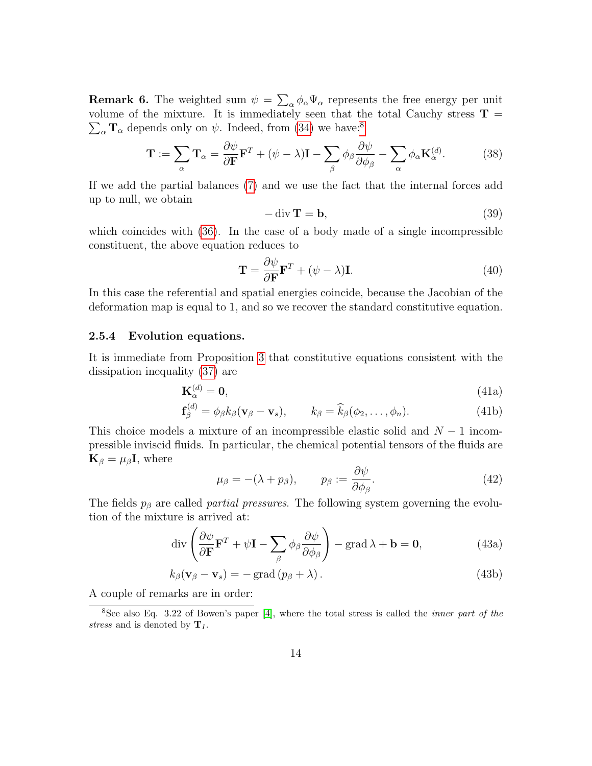**Remark 6.** The weighted sum $\psi = \sum_\alpha \phi_\alpha \Psi_\alpha$ represents the free energy per unit volume of the mixture. It is immediately seen that the total Cauchy stress $\mathbf{T} = \sum_\alpha \mathbf{T}_\alpha$ depends only on $\psi$. Indeed, from (34) we have:[8]

$$\mathbf{T} := \sum_\alpha \mathbf{T}_\alpha = \frac{\partial \psi}{\partial \mathbf{F}} \mathbf{F}^T + (\psi - \lambda)\mathbf{I} - \sum_\beta \phi_\beta \frac{\partial \psi}{\partial \phi_\beta} - \sum_\alpha \phi_\alpha \mathbf{K}_\alpha^{(d)}. \tag{38}$$

If we add the partial balances (7) and we use the fact that the internal forces add up to null, we obtain

$$-\operatorname{div} \mathbf{T} = \mathbf{b}, \tag{39}$$

which coincides with (36). In the case of a body made of a single incompressible constituent, the above equation reduces to

$$\mathbf{T} = \frac{\partial \psi}{\partial \mathbf{F}} \mathbf{F}^T + (\psi - \lambda)\mathbf{I}. \tag{40}$$

In this case the referential and spatial energies coincide, because the Jacobian of the deformation map is equal to 1, and so we recover the standard constitutive equation.

### 2.5.4 Evolution equations.

It is immediate from Proposition 3 that constitutive equations consistent with the dissipation inequality (37) are

$$\mathbf{K}_\alpha^{(d)} = \mathbf{0}, \tag{41a}$$

$$\mathbf{f}_\beta^{(d)} = \phi_\beta k_\beta (\mathbf{v}_\beta - \mathbf{v}_s), \qquad k_\beta = \widehat{k}_\beta(\phi_2, \ldots, \phi_n). \tag{41b}$$

This choice models a mixture of an incompressible elastic solid and $N-1$ incompressible inviscid fluids. In particular, the chemical potential tensors of the fluids are $\mathbf{K}_\beta = \mu_\beta \mathbf{I}$, where

$$\mu_\beta = -(\lambda + p_\beta), \qquad p_\beta := \frac{\partial \psi}{\partial \phi_\beta}. \tag{42}$$

The fields $p_\beta$ are called *partial pressures*. The following system governing the evolution of the mixture is arrived at:

$$\operatorname{div} \left( \frac{\partial \psi}{\partial \mathbf{F}} \mathbf{F}^T + \psi \mathbf{I} - \sum_\beta \phi_\beta \frac{\partial \psi}{\partial \phi_\beta} \right) - \operatorname{grad} \lambda + \mathbf{b} = \mathbf{0}, \tag{43a}$$

$$k_\beta (\mathbf{v}_\beta - \mathbf{v}_s) = -\operatorname{grad}(p_\beta + \lambda). \tag{43b}$$

A couple of remarks are in order:

[8] See also Eq. 3.22 of Bowen's paper [4], where the total stress is called the *inner part of the stress* and is denoted by $\mathbf{T}_I$.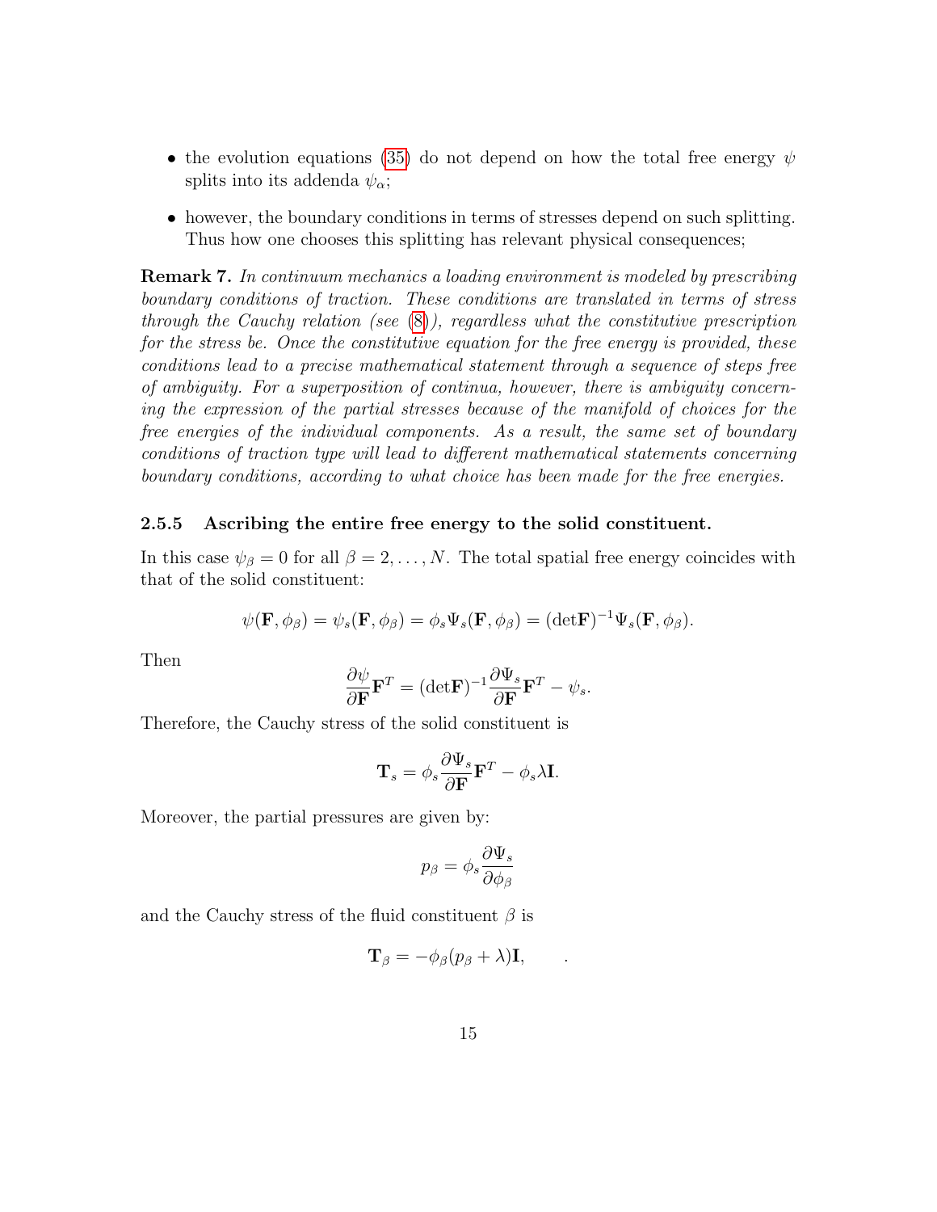- the evolution equations (35) do not depend on how the total free energy $\psi$ splits into its addenda $\psi_\alpha$;
- however, the boundary conditions in terms of stresses depend on such splitting. Thus how one chooses this splitting has relevant physical consequences;

**Remark 7.** *In continuum mechanics a loading environment is modeled by prescribing boundary conditions of traction. These conditions are translated in terms of stress through the Cauchy relation (see (8)), regardless what the constitutive prescription for the stress be. Once the constitutive equation for the free energy is provided, these conditions lead to a precise mathematical statement through a sequence of steps free of ambiguity. For a superposition of continua, however, there is ambiguity concerning the expression of the partial stresses because of the manifold of choices for the free energies of the individual components. As a result, the same set of boundary conditions of traction type will lead to different mathematical statements concerning boundary conditions, according to what choice has been made for the free energies.*

#### 2.5.5 Ascribing the entire free energy to the solid constituent.

In this case $\psi_\beta = 0$ for all $\beta = 2, \ldots, N$. The total spatial free energy coincides with that of the solid constituent:

$$\psi(\mathbf{F}, \phi_\beta) = \psi_s(\mathbf{F}, \phi_\beta) = \phi_s \Psi_s(\mathbf{F}, \phi_\beta) = (\det\mathbf{F})^{-1} \Psi_s(\mathbf{F}, \phi_\beta).$$

Then

$$\frac{\partial \psi}{\partial \mathbf{F}} \mathbf{F}^T = (\det\mathbf{F})^{-1} \frac{\partial \Psi_s}{\partial \mathbf{F}} \mathbf{F}^T - \psi_s.$$

Therefore, the Cauchy stress of the solid constituent is

$$\mathbf{T}_s = \phi_s \frac{\partial \Psi_s}{\partial \mathbf{F}} \mathbf{F}^T - \phi_s \lambda \mathbf{I}.$$

Moreover, the partial pressures are given by:

$$p_\beta = \phi_s \frac{\partial \Psi_s}{\partial \phi_\beta}$$

and the Cauchy stress of the fluid constituent $\beta$ is

$$\mathbf{T}_\beta = -\phi_\beta (p_\beta + \lambda) \mathbf{I}, \qquad .$$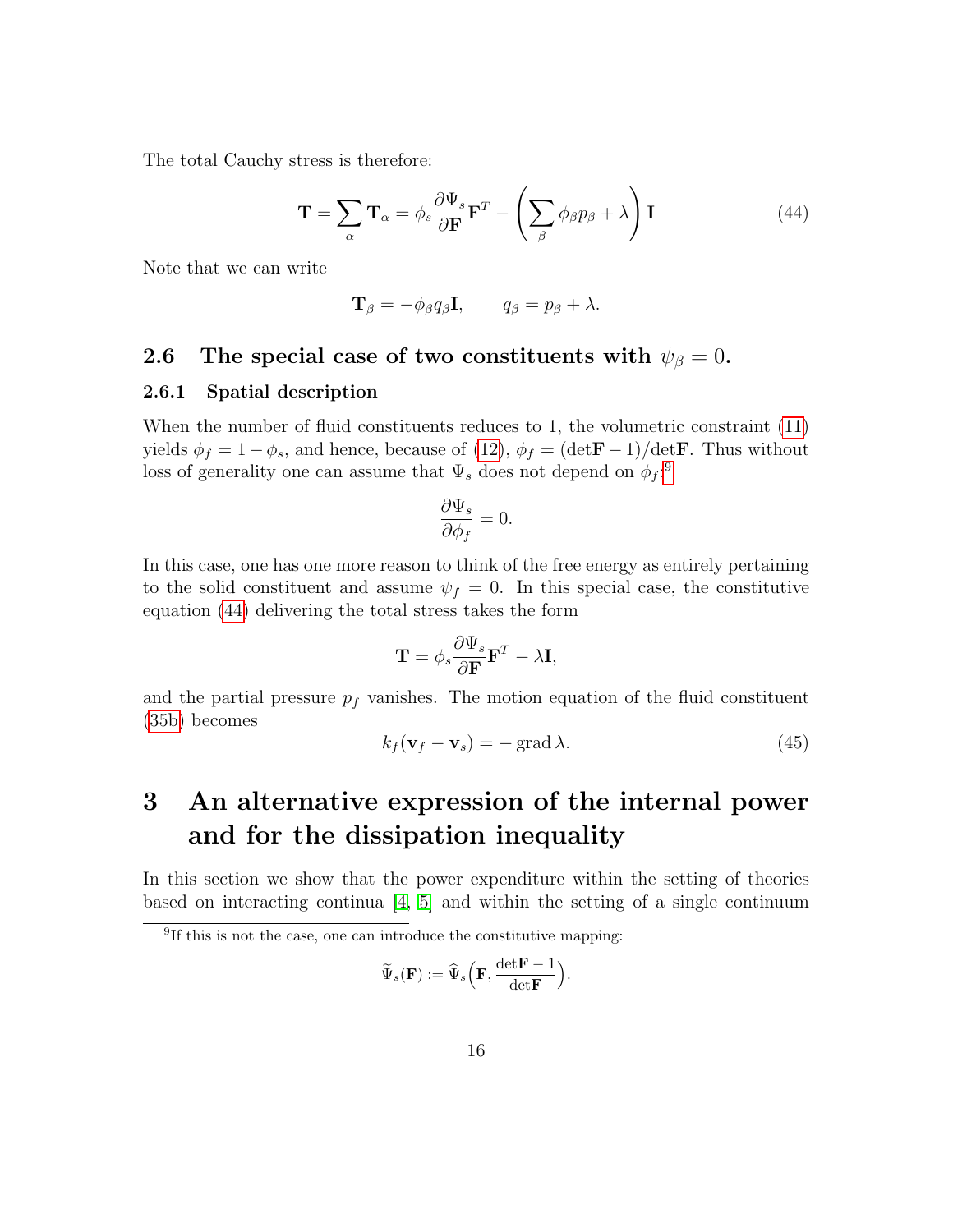The total Cauchy stress is therefore:

$$
\mathbf{T} = \sum_{\alpha} \mathbf{T}_\alpha = \phi_s \frac{\partial \Psi_s}{\partial \mathbf{F}} \mathbf{F}^T - \left( \sum_{\beta} \phi_\beta p_\beta + \lambda \right) \mathbf{I} \tag{44}
$$

Note that we can write

$$
\mathbf{T}_\beta = -\phi_\beta q_\beta \mathbf{I}, \qquad q_\beta = p_\beta + \lambda.
$$

### 2.6 The special case of two constituents with $\psi_\beta = 0$.

#### 2.6.1 Spatial description

When the number of fluid constituents reduces to 1, the volumetric constraint (11) yields $\phi_f = 1 - \phi_s$, and hence, because of (12), $\phi_f = (\det\mathbf{F} - 1)/\det\mathbf{F}$. Thus without loss of generality one can assume that $\Psi_s$ does not depend on $\phi_f$:[9]

$$
\frac{\partial \Psi_s}{\partial \phi_f} = 0.
$$

In this case, one has one more reason to think of the free energy as entirely pertaining to the solid constituent and assume $\psi_f = 0$. In this special case, the constitutive equation (44) delivering the total stress takes the form

$$
\mathbf{T} = \phi_s \frac{\partial \Psi_s}{\partial \mathbf{F}} \mathbf{F}^T - \lambda \mathbf{I},
$$

and the partial pressure $p_f$ vanishes. The motion equation of the fluid constituent (35b) becomes

$$
k_f (\mathbf{v}_f - \mathbf{v}_s) = -\operatorname{grad} \lambda. \tag{45}
$$

## 3 An alternative expression of the internal power and for the dissipation inequality

In this section we show that the power expenditure within the setting of theories based on interacting continua [4, 5] and within the setting of a single continuum

[9] If this is not the case, one can introduce the constitutive mapping:

$$
\widetilde{\Psi}_s(\mathbf{F}) := \widehat{\Psi}_s\Big(\mathbf{F}, \frac{\det\mathbf{F} - 1}{\det\mathbf{F}}\Big).
$$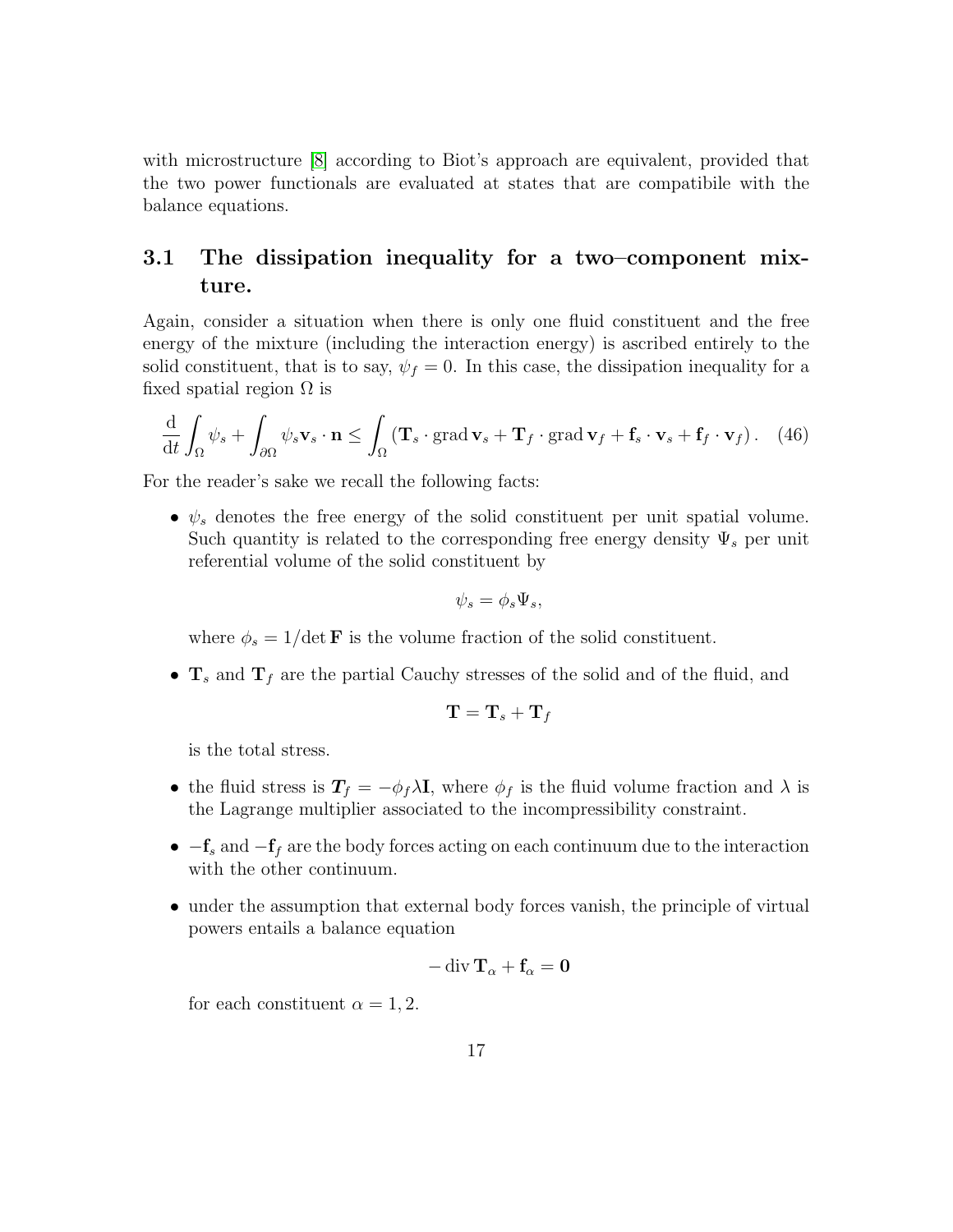with microstructure [8] according to Biot's approach are equivalent, provided that the two power functionals are evaluated at states that are compatibile with the balance equations.

### 3.1 The dissipation inequality for a two–component mixture.

Again, consider a situation when there is only one fluid constituent and the free energy of the mixture (including the interaction energy) is ascribed entirely to the solid constituent, that is to say, $\psi_f = 0$. In this case, the dissipation inequality for a fixed spatial region $\Omega$ is

$$
\frac{\mathrm{d}}{\mathrm{d}t}\int_\Omega \psi_s + \int_{\partial\Omega} \psi_s \mathbf{v}_s \cdot \mathbf{n} \leq \int_\Omega \left( \mathbf{T}_s \cdot \operatorname{grad} \mathbf{v}_s + \mathbf{T}_f \cdot \operatorname{grad} \mathbf{v}_f + \mathbf{f}_s \cdot \mathbf{v}_s + \mathbf{f}_f \cdot \mathbf{v}_f \right). \quad (46)
$$

For the reader's sake we recall the following facts:

- $\psi_s$ denotes the free energy of the solid constituent per unit spatial volume. Such quantity is related to the corresponding free energy density $\Psi_s$ per unit referential volume of the solid constituent by

$$
\psi_s = \phi_s \Psi_s,
$$

  where $\phi_s = 1/\det \mathbf{F}$ is the volume fraction of the solid constituent.

- $\mathbf{T}_s$ and $\mathbf{T}_f$ are the partial Cauchy stresses of the solid and of the fluid, and

$$
\mathbf{T} = \mathbf{T}_s + \mathbf{T}_f
$$

  is the total stress.

- the fluid stress is $\boldsymbol{T}_f = -\phi_f \lambda \mathbf{I}$, where $\phi_f$ is the fluid volume fraction and $\lambda$ is the Lagrange multiplier associated to the incompressibility constraint.

- $-\mathbf{f}_s$ and $-\mathbf{f}_f$ are the body forces acting on each continuum due to the interaction with the other continuum.

- under the assumption that external body forces vanish, the principle of virtual powers entails a balance equation

$$
-\operatorname{div} \mathbf{T}_\alpha + \mathbf{f}_\alpha = \mathbf{0}
$$

  for each constituent $\alpha = 1, 2$.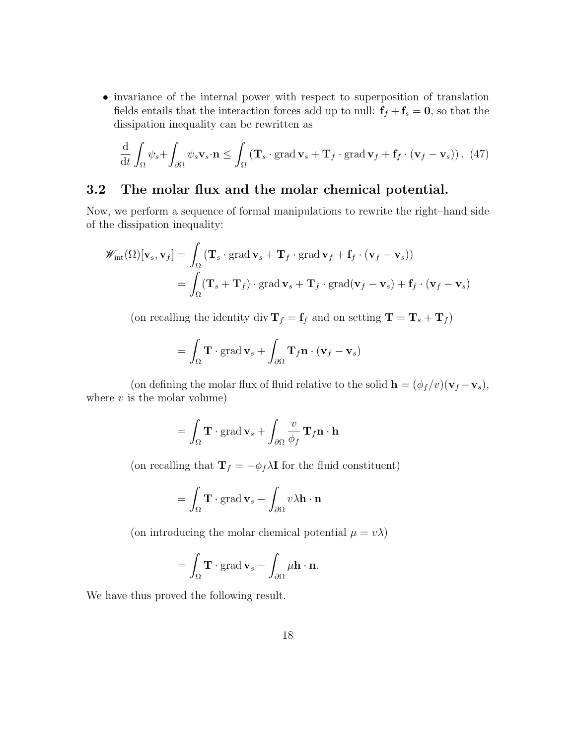- invariance of the internal power with respect to superposition of translation fields entails that the interaction forces add up to null: $\mathbf{f}_f + \mathbf{f}_s = \mathbf{0}$, so that the dissipation inequality can be rewritten as

$$\frac{\mathrm{d}}{\mathrm{d}t}\int_\Omega \psi_s + \int_{\partial\Omega} \psi_s \mathbf{v}_s \cdot \mathbf{n} \leq \int_\Omega \left( \mathbf{T}_s \cdot \operatorname{grad} \mathbf{v}_s + \mathbf{T}_f \cdot \operatorname{grad} \mathbf{v}_f + \mathbf{f}_f \cdot (\mathbf{v}_f - \mathbf{v}_s) \right). \quad (47)$$

## 3.2 The molar flux and the molar chemical potential.

Now, we perform a sequence of formal manipulations to rewrite the right–hand side of the dissipation inequality:

$$\begin{aligned}
\mathscr{W}_{\text{int}}(\Omega)[\mathbf{v}_s, \mathbf{v}_f] &= \int_\Omega \left( \mathbf{T}_s \cdot \operatorname{grad} \mathbf{v}_s + \mathbf{T}_f \cdot \operatorname{grad} \mathbf{v}_f + \mathbf{f}_f \cdot (\mathbf{v}_f - \mathbf{v}_s) \right) \\
&= \int_\Omega (\mathbf{T}_s + \mathbf{T}_f) \cdot \operatorname{grad} \mathbf{v}_s + \mathbf{T}_f \cdot \operatorname{grad}(\mathbf{v}_f - \mathbf{v}_s) + \mathbf{f}_f \cdot (\mathbf{v}_f - \mathbf{v}_s)
\end{aligned}$$

(on recalling the identity $\operatorname{div} \mathbf{T}_f = \mathbf{f}_f$ and on setting $\mathbf{T} = \mathbf{T}_s + \mathbf{T}_f$)

$$= \int_\Omega \mathbf{T} \cdot \operatorname{grad} \mathbf{v}_s + \int_{\partial\Omega} \mathbf{T}_f \mathbf{n} \cdot (\mathbf{v}_f - \mathbf{v}_s)$$

(on defining the molar flux of fluid relative to the solid $\mathbf{h} = (\phi_f / v)(\mathbf{v}_f - \mathbf{v}_s)$, where $v$ is the molar volume)

$$= \int_\Omega \mathbf{T} \cdot \operatorname{grad} \mathbf{v}_s + \int_{\partial\Omega} \frac{v}{\phi_f} \mathbf{T}_f \mathbf{n} \cdot \mathbf{h}$$

(on recalling that $\mathbf{T}_f = -\phi_f \lambda \mathbf{I}$ for the fluid constituent)

$$= \int_\Omega \mathbf{T} \cdot \operatorname{grad} \mathbf{v}_s - \int_{\partial\Omega} v \lambda \mathbf{h} \cdot \mathbf{n}$$

(on introducing the molar chemical potential $\mu = v\lambda$)

$$= \int_\Omega \mathbf{T} \cdot \operatorname{grad} \mathbf{v}_s - \int_{\partial\Omega} \mu \mathbf{h} \cdot \mathbf{n}.$$

We have thus proved the following result.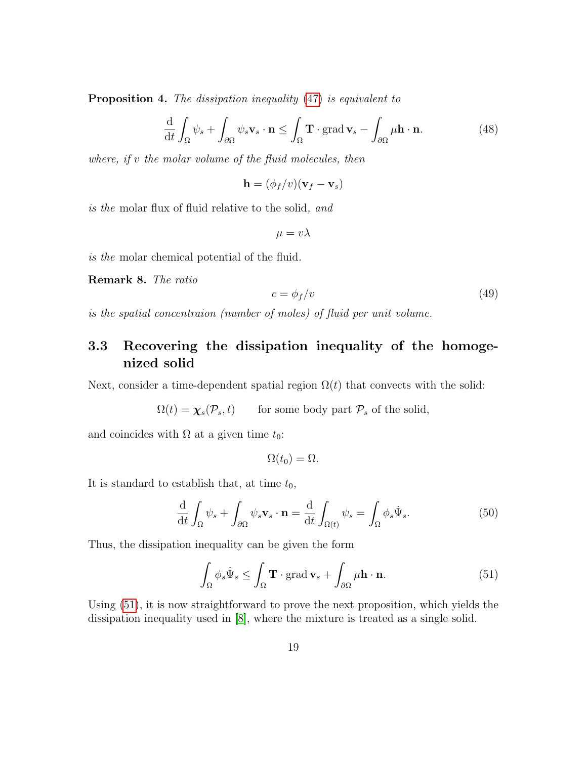**Proposition 4.** *The dissipation inequality (47) is equivalent to*

$$\frac{\mathrm{d}}{\mathrm{d}t}\int_\Omega \psi_s + \int_{\partial\Omega} \psi_s \mathbf{v}_s \cdot \mathbf{n} \le \int_\Omega \mathbf{T}\cdot \operatorname{grad}\mathbf{v}_s - \int_{\partial\Omega} \mu \mathbf{h}\cdot\mathbf{n}. \tag{48}$$

*where, if $v$ the molar volume of the fluid molecules, then*

$$\mathbf{h} = (\phi_f/v)(\mathbf{v}_f - \mathbf{v}_s)$$

*is the* molar flux of fluid relative to the solid*, and*

$$\mu = v\lambda$$

*is the* molar chemical potential of the fluid.

**Remark 8.** *The ratio*

$$c = \phi_f/v \tag{49}$$

*is the spatial concentraion (number of moles) of fluid per unit volume.*

## 3.3 Recovering the dissipation inequality of the homogenized solid

Next, consider a time-dependent spatial region $\Omega(t)$ that convects with the solid:

$$\Omega(t) = \boldsymbol{\chi}_s(\mathcal{P}_s, t) \qquad \text{for some body part } \mathcal{P}_s \text{ of the solid,}$$

and coincides with $\Omega$ at a given time $t_0$:

$$\Omega(t_0) = \Omega.$$

It is standard to establish that, at time $t_0$,

$$\frac{\mathrm{d}}{\mathrm{d}t}\int_\Omega \psi_s + \int_{\partial\Omega} \psi_s \mathbf{v}_s\cdot\mathbf{n} = \frac{\mathrm{d}}{\mathrm{d}t}\int_{\Omega(t)} \psi_s = \int_\Omega \phi_s \dot{\Psi}_s. \tag{50}$$

Thus, the dissipation inequality can be given the form

$$\int_\Omega \phi_s \dot{\Psi}_s \le \int_\Omega \mathbf{T}\cdot\operatorname{grad}\mathbf{v}_s + \int_{\partial\Omega} \mu\mathbf{h}\cdot\mathbf{n}. \tag{51}$$

Using (51), it is now straightforward to prove the next proposition, which yields the dissipation inequality used in [8], where the mixture is treated as a single solid.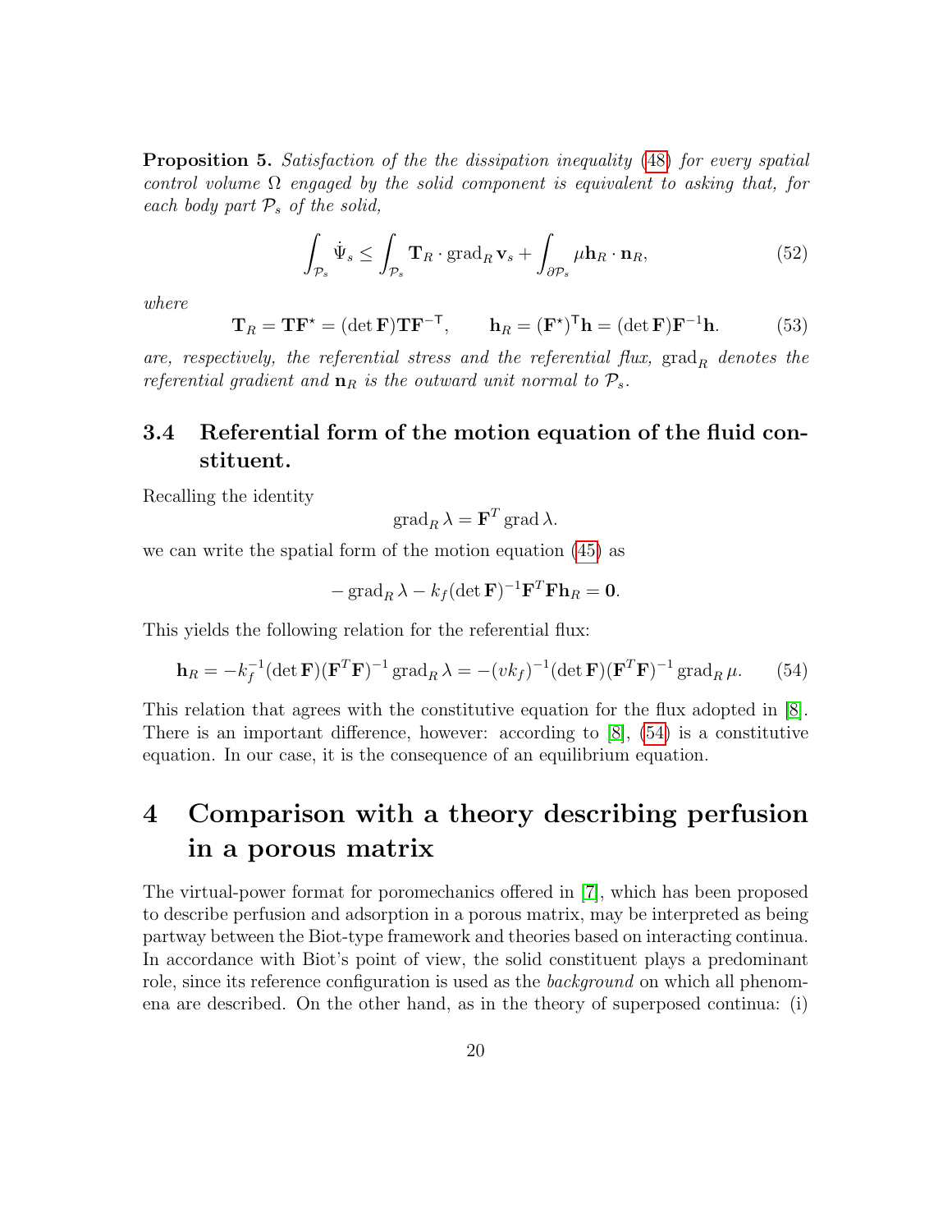**Proposition 5.** *Satisfaction of the the dissipation inequality (48) for every spatial control volume $\Omega$ engaged by the solid component is equivalent to asking that, for each body part $\mathcal{P}_s$ of the solid,*

$$\int_{\mathcal{P}_s} \dot{\Psi}_s \leq \int_{\mathcal{P}_s} \mathbf{T}_R \cdot \operatorname{grad}_R \mathbf{v}_s + \int_{\partial\mathcal{P}_s} \mu \mathbf{h}_R \cdot \mathbf{n}_R, \tag{52}$$

*where*

$$\mathbf{T}_R = \mathbf{T}\mathbf{F}^\star = (\det \mathbf{F})\mathbf{T}\mathbf{F}^{-\mathsf{T}}, \qquad \mathbf{h}_R = (\mathbf{F}^\star)^\mathsf{T}\mathbf{h} = (\det \mathbf{F})\mathbf{F}^{-1}\mathbf{h}. \tag{53}$$

*are, respectively, the referential stress and the referential flux,* $\operatorname{grad}_R$ *denotes the referential gradient and* $\mathbf{n}_R$ *is the outward unit normal to* $\mathcal{P}_s$*.*

### 3.4 Referential form of the motion equation of the fluid constituent.

Recalling the identity

$$\operatorname{grad}_R \lambda = \mathbf{F}^T \operatorname{grad} \lambda.$$

we can write the spatial form of the motion equation (45) as

$$-\operatorname{grad}_R \lambda - k_f (\det \mathbf{F})^{-1} \mathbf{F}^T \mathbf{F} \mathbf{h}_R = \mathbf{0}.$$

This yields the following relation for the referential flux:

$$\mathbf{h}_R = -k_f^{-1} (\det \mathbf{F}) (\mathbf{F}^T \mathbf{F})^{-1} \operatorname{grad}_R \lambda = -(v k_f)^{-1} (\det \mathbf{F}) (\mathbf{F}^T \mathbf{F})^{-1} \operatorname{grad}_R \mu. \tag{54}$$

This relation that agrees with the constitutive equation for the flux adopted in [8]. There is an important difference, however: according to [8], (54) is a constitutive equation. In our case, it is the consequence of an equilibrium equation.

## 4 Comparison with a theory describing perfusion in a porous matrix

The virtual-power format for poromechanics offered in [7], which has been proposed to describe perfusion and adsorption in a porous matrix, may be interpreted as being partway between the Biot-type framework and theories based on interacting continua. In accordance with Biot's point of view, the solid constituent plays a predominant role, since its reference configuration is used as the *background* on which all phenomena are described. On the other hand, as in the theory of superposed continua: (i)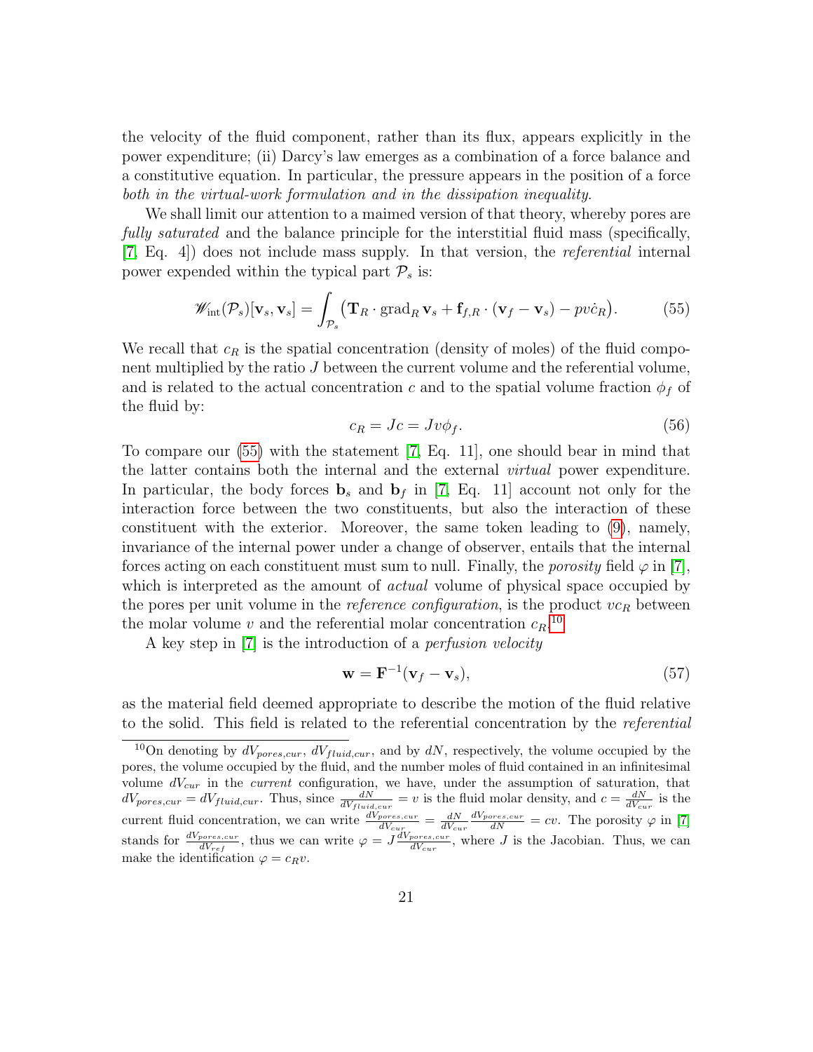the velocity of the fluid component, rather than its flux, appears explicitly in the power expenditure; (ii) Darcy's law emerges as a combination of a force balance and a constitutive equation. In particular, the pressure appears in the position of a force *both in the virtual-work formulation and in the dissipation inequality.*

We shall limit our attention to a maimed version of that theory, whereby pores are *fully saturated* and the balance principle for the interstitial fluid mass (specifically, [7, Eq. 4]) does not include mass supply. In that version, the *referential* internal power expended within the typical part $\mathcal{P}_s$ is:

$$\mathscr{W}_{\rm int}(\mathcal{P}_s)[\mathbf{v}_s, \mathbf{v}_s] = \int_{\mathcal{P}_s} \big(\mathbf{T}_R \cdot \operatorname{grad}_R \mathbf{v}_s + \mathbf{f}_{f,R} \cdot (\mathbf{v}_f - \mathbf{v}_s) - pv\dot{c}_R\big). \tag{55}$$

We recall that $c_R$ is the spatial concentration (density of moles) of the fluid component multiplied by the ratio $J$ between the current volume and the referential volume, and is related to the actual concentration $c$ and to the spatial volume fraction $\phi_f$ of the fluid by:

$$c_R = Jc = Jv\phi_f. \tag{56}$$

To compare our (55) with the statement [7, Eq. 11], one should bear in mind that the latter contains both the internal and the external *virtual* power expenditure. In particular, the body forces $\mathbf{b}_s$ and $\mathbf{b}_f$ in [7, Eq. 11] account not only for the interaction force between the two constituents, but also the interaction of these constituent with the exterior. Moreover, the same token leading to (9), namely, invariance of the internal power under a change of observer, entails that the internal forces acting on each constituent must sum to null. Finally, the *porosity* field $\varphi$ in [7], which is interpreted as the amount of *actual* volume of physical space occupied by the pores per unit volume in the *reference configuration*, is the product $vc_R$ between the molar volume $v$ and the referential molar concentration $c_R$.[10]

A key step in [7] is the introduction of a *perfusion velocity*

$$\mathbf{w} = \mathbf{F}^{-1}(\mathbf{v}_f - \mathbf{v}_s), \tag{57}$$

as the material field deemed appropriate to describe the motion of the fluid relative to the solid. This field is related to the referential concentration by the *referential*

---

[10] On denoting by $dV_{pores,cur}$, $dV_{fluid,cur}$, and by $dN$, respectively, the volume occupied by the pores, the volume occupied by the fluid, and the number moles of fluid contained in an infinitesimal volume $dV_{cur}$ in the *current* configuration, we have, under the assumption of saturation, that $dV_{pores,cur} = dV_{fluid,cur}$. Thus, since $\frac{dN}{dV_{fluid,cur}} = v$ is the fluid molar density, and $c = \frac{dN}{dV_{cur}}$ is the current fluid concentration, we can write $\frac{dV_{pores,cur}}{dV_{cur}} = \frac{dN}{dV_{cur}}\frac{dV_{pores,cur}}{dN} = cv$. The porosity $\varphi$ in [7] stands for $\frac{dV_{pores,cur}}{dV_{ref}}$, thus we can write $\varphi = J\frac{dV_{pores,cur}}{dV_{cur}}$, where $J$ is the Jacobian. Thus, we can make the identification $\varphi = c_R v$.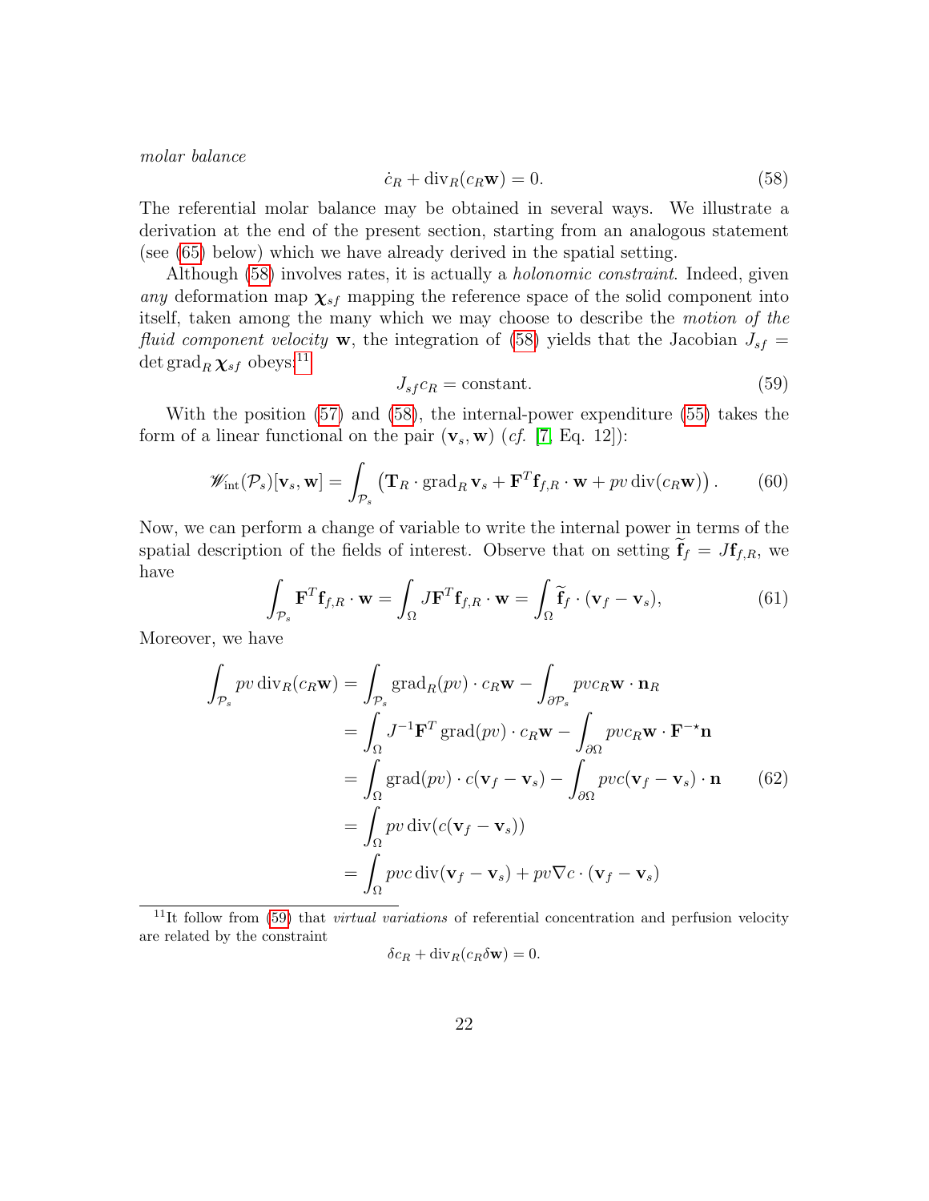*molar balance*

$$\dot{c}_R + \mathrm{div}_R(c_R\mathbf{w}) = 0. \tag{58}$$

The referential molar balance may be obtained in several ways. We illustrate a derivation at the end of the present section, starting from an analogous statement (see (65) below) which we have already derived in the spatial setting.

Although (58) involves rates, it is actually a *holonomic constraint*. Indeed, given *any* deformation map $\boldsymbol{\chi}_{sf}$ mapping the reference space of the solid component into itself, taken among the many which we may choose to describe the *motion of the fluid component velocity* $\mathbf{w}$, the integration of (58) yields that the Jacobian $J_{sf} = \det \mathrm{grad}_R\, \boldsymbol{\chi}_{sf}$ obeys:[11]

$$J_{sf} c_R = \text{constant}. \tag{59}$$

With the position (57) and (58), the internal-power expenditure (55) takes the form of a linear functional on the pair $(\mathbf{v}_s, \mathbf{w})$ (*cf.* [7, Eq. 12]):

$$\mathscr{W}_{\mathrm{int}}(\mathcal{P}_s)[\mathbf{v}_s, \mathbf{w}] = \int_{\mathcal{P}_s} \left(\mathbf{T}_R \cdot \mathrm{grad}_R\, \mathbf{v}_s + \mathbf{F}^T\mathbf{f}_{f,R} \cdot \mathbf{w} + pv\, \mathrm{div}(c_R\mathbf{w})\right). \tag{60}$$

Now, we can perform a change of variable to write the internal power in terms of the spatial description of the fields of interest. Observe that on setting $\widetilde{\mathbf{f}}_f = J\mathbf{f}_{f,R}$, we have

$$\int_{\mathcal{P}_s} \mathbf{F}^T\mathbf{f}_{f,R} \cdot \mathbf{w} = \int_\Omega J\mathbf{F}^T\mathbf{f}_{f,R} \cdot \mathbf{w} = \int_\Omega \widetilde{\mathbf{f}}_f \cdot (\mathbf{v}_f - \mathbf{v}_s), \tag{61}$$

Moreover, we have

$$\begin{aligned}
\int_{\mathcal{P}_s} pv\, \mathrm{div}_R(c_R\mathbf{w}) &= \int_{\mathcal{P}_s} \mathrm{grad}_R(pv) \cdot c_R\mathbf{w} - \int_{\partial\mathcal{P}_s} pvc_R\mathbf{w} \cdot \mathbf{n}_R \\
&= \int_\Omega J^{-1}\mathbf{F}^T\, \mathrm{grad}(pv) \cdot c_R\mathbf{w} - \int_{\partial\Omega} pvc_R\mathbf{w} \cdot \mathbf{F}^{-\star}\mathbf{n} \\
&= \int_\Omega \mathrm{grad}(pv) \cdot c(\mathbf{v}_f - \mathbf{v}_s) - \int_{\partial\Omega} pvc(\mathbf{v}_f - \mathbf{v}_s) \cdot \mathbf{n} \\
&= \int_\Omega pv\, \mathrm{div}(c(\mathbf{v}_f - \mathbf{v}_s)) \\
&= \int_\Omega pvc\, \mathrm{div}(\mathbf{v}_f - \mathbf{v}_s) + pv\nabla c \cdot (\mathbf{v}_f - \mathbf{v}_s)
\end{aligned} \tag{62}$$

---

[11] It follow from (59) that *virtual variations* of referential concentration and perfusion velocity are related by the constraint

$$\delta c_R + \mathrm{div}_R(c_R\delta\mathbf{w}) = 0.$$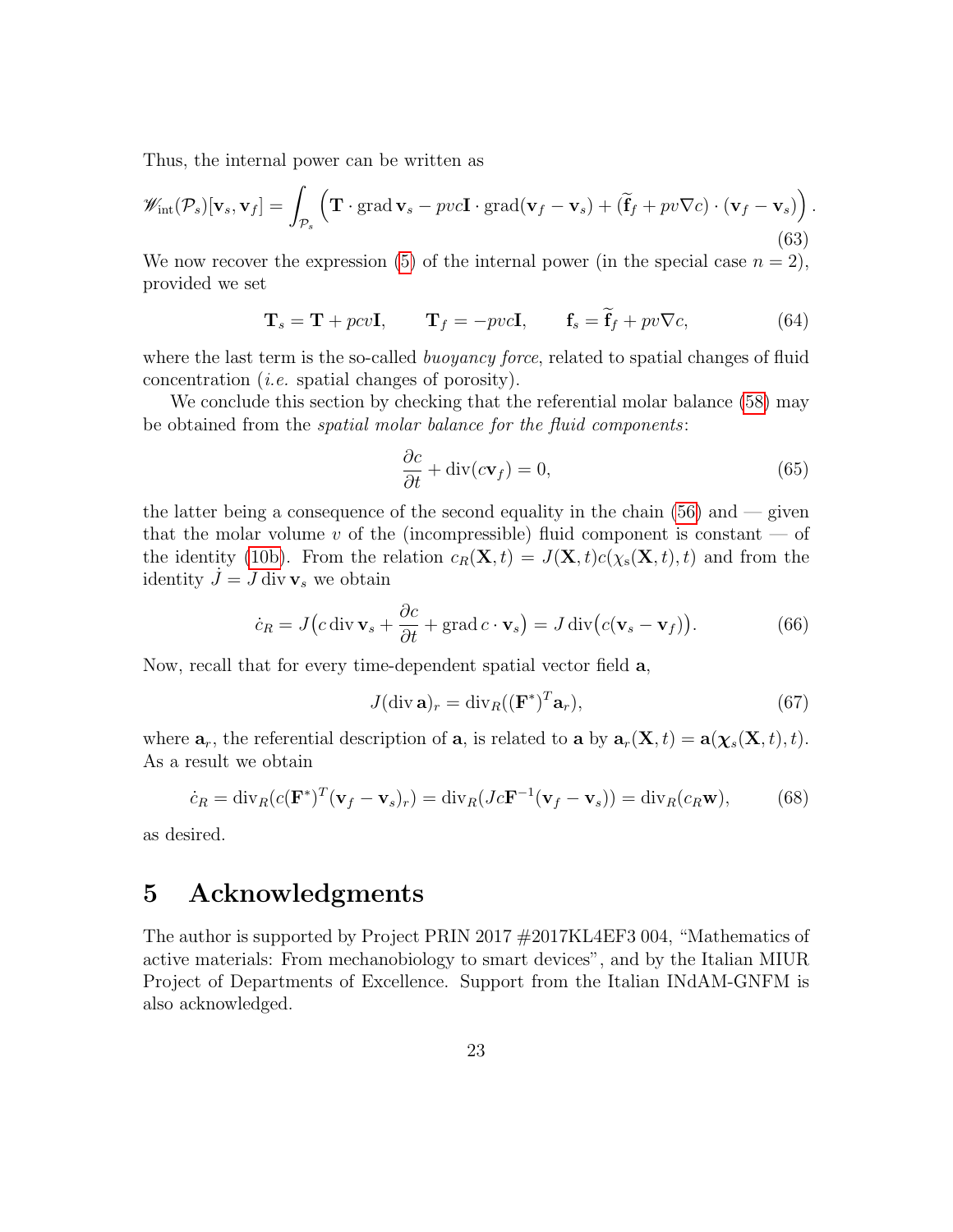Thus, the internal power can be written as

$$\mathscr{W}_{\text{int}}(\mathcal{P}_s)[\mathbf{v}_s, \mathbf{v}_f] = \int_{\mathcal{P}_s} \Big( \mathbf{T} \cdot \operatorname{grad} \mathbf{v}_s - pvc\mathbf{I} \cdot \operatorname{grad}(\mathbf{v}_f - \mathbf{v}_s) + (\widetilde{\mathbf{f}}_f + pv\nabla c) \cdot (\mathbf{v}_f - \mathbf{v}_s) \Big) . \tag{63}$$

We now recover the expression (5) of the internal power (in the special case $n = 2$), provided we set

$$\mathbf{T}_s = \mathbf{T} + pcv\mathbf{I}, \qquad \mathbf{T}_f = -pvc\mathbf{I}, \qquad \mathbf{f}_s = \widetilde{\mathbf{f}}_f + pv\nabla c, \tag{64}$$

where the last term is the so-called *buoyancy force*, related to spatial changes of fluid concentration (*i.e.* spatial changes of porosity).

We conclude this section by checking that the referential molar balance (58) may be obtained from the *spatial molar balance for the fluid components*:

$$\frac{\partial c}{\partial t} + \operatorname{div}(c\mathbf{v}_f) = 0, \tag{65}$$

the latter being a consequence of the second equality in the chain (56) and — given that the molar volume $v$ of the (incompressible) fluid component is constant — of the identity (10b). From the relation $c_R(\mathbf{X}, t) = J(\mathbf{X}, t)c(\chi_s(\mathbf{X}, t), t)$ and from the identity $\dot{J} = J \operatorname{div} \mathbf{v}_s$ we obtain

$$\dot{c}_R = J\big(c \operatorname{div} \mathbf{v}_s + \frac{\partial c}{\partial t} + \operatorname{grad} c \cdot \mathbf{v}_s\big) = J \operatorname{div}\big(c(\mathbf{v}_s - \mathbf{v}_f)\big). \tag{66}$$

Now, recall that for every time-dependent spatial vector field $\mathbf{a}$,

$$J(\operatorname{div} \mathbf{a})_r = \operatorname{div}_R((\mathbf{F}^*)^T \mathbf{a}_r), \tag{67}$$

where $\mathbf{a}_r$, the referential description of $\mathbf{a}$, is related to $\mathbf{a}$ by $\mathbf{a}_r(\mathbf{X}, t) = \mathbf{a}(\boldsymbol{\chi}_s(\mathbf{X}, t), t)$. As a result we obtain

$$\dot{c}_R = \operatorname{div}_R(c(\mathbf{F}^*)^T(\mathbf{v}_f - \mathbf{v}_s)_r) = \operatorname{div}_R(Jc\mathbf{F}^{-1}(\mathbf{v}_f - \mathbf{v}_s)) = \operatorname{div}_R(c_R\mathbf{w}), \tag{68}$$

as desired.

# 5 Acknowledgments

The author is supported by Project PRIN 2017 #2017KL4EF3 004, "Mathematics of active materials: From mechanobiology to smart devices", and by the Italian MIUR Project of Departments of Excellence. Support from the Italian INdAM-GNFM is also acknowledged.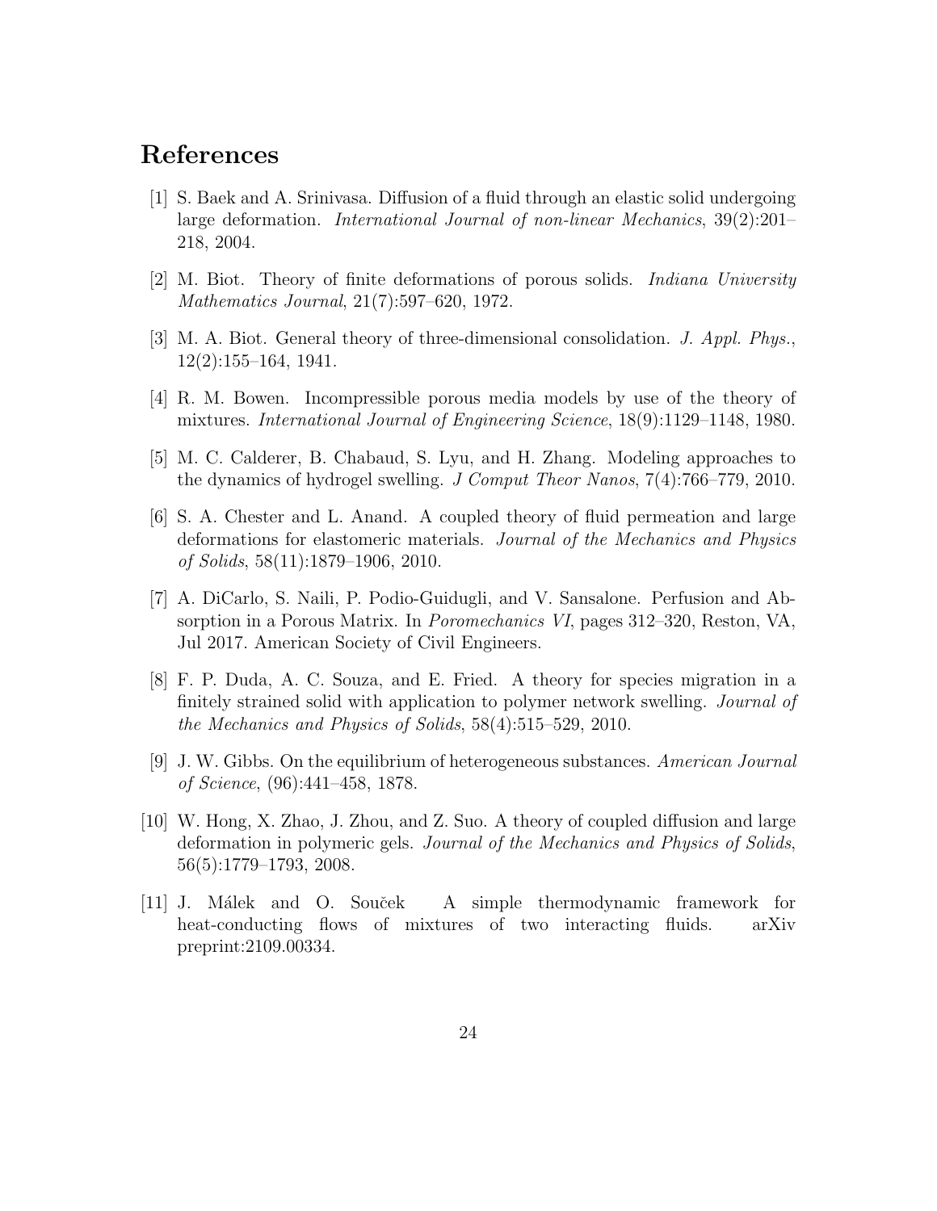# References

[1] S. Baek and A. Srinivasa. Diffusion of a fluid through an elastic solid undergoing large deformation. *International Journal of non-linear Mechanics*, 39(2):201–218, 2004.

[2] M. Biot. Theory of finite deformations of porous solids. *Indiana University Mathematics Journal*, 21(7):597–620, 1972.

[3] M. A. Biot. General theory of three-dimensional consolidation. *J. Appl. Phys.*, 12(2):155–164, 1941.

[4] R. M. Bowen. Incompressible porous media models by use of the theory of mixtures. *International Journal of Engineering Science*, 18(9):1129–1148, 1980.

[5] M. C. Calderer, B. Chabaud, S. Lyu, and H. Zhang. Modeling approaches to the dynamics of hydrogel swelling. *J Comput Theor Nanos*, 7(4):766–779, 2010.

[6] S. A. Chester and L. Anand. A coupled theory of fluid permeation and large deformations for elastomeric materials. *Journal of the Mechanics and Physics of Solids*, 58(11):1879–1906, 2010.

[7] A. DiCarlo, S. Naili, P. Podio-Guidugli, and V. Sansalone. Perfusion and Absorption in a Porous Matrix. In *Poromechanics VI*, pages 312–320, Reston, VA, Jul 2017. American Society of Civil Engineers.

[8] F. P. Duda, A. C. Souza, and E. Fried. A theory for species migration in a finitely strained solid with application to polymer network swelling. *Journal of the Mechanics and Physics of Solids*, 58(4):515–529, 2010.

[9] J. W. Gibbs. On the equilibrium of heterogeneous substances. *American Journal of Science*, (96):441–458, 1878.

[10] W. Hong, X. Zhao, J. Zhou, and Z. Suo. A theory of coupled diffusion and large deformation in polymeric gels. *Journal of the Mechanics and Physics of Solids*, 56(5):1779–1793, 2008.

[11] J. Málek and O. Souček A simple thermodynamic framework for heat-conducting flows of mixtures of two interacting fluids. arXiv preprint:2109.00334.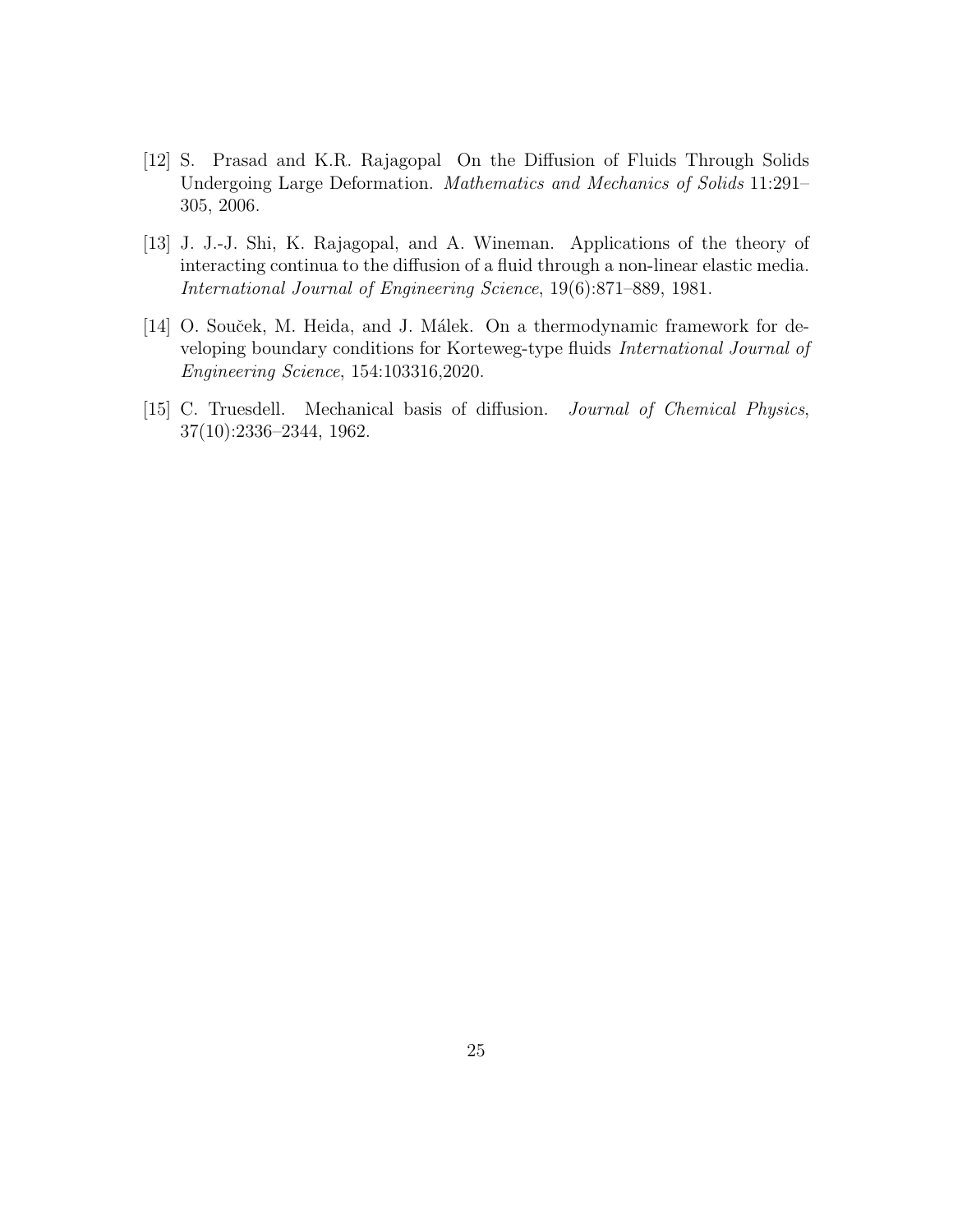[12] S. Prasad and K.R. Rajagopal On the Diffusion of Fluids Through Solids Undergoing Large Deformation. *Mathematics and Mechanics of Solids* 11:291–305, 2006.

[13] J. J.-J. Shi, K. Rajagopal, and A. Wineman. Applications of the theory of interacting continua to the diffusion of a fluid through a non-linear elastic media. *International Journal of Engineering Science*, 19(6):871–889, 1981.

[14] O. Souček, M. Heida, and J. Málek. On a thermodynamic framework for developing boundary conditions for Korteweg-type fluids *International Journal of Engineering Science*, 154:103316,2020.

[15] C. Truesdell. Mechanical basis of diffusion. *Journal of Chemical Physics*, 37(10):2336–2344, 1962.